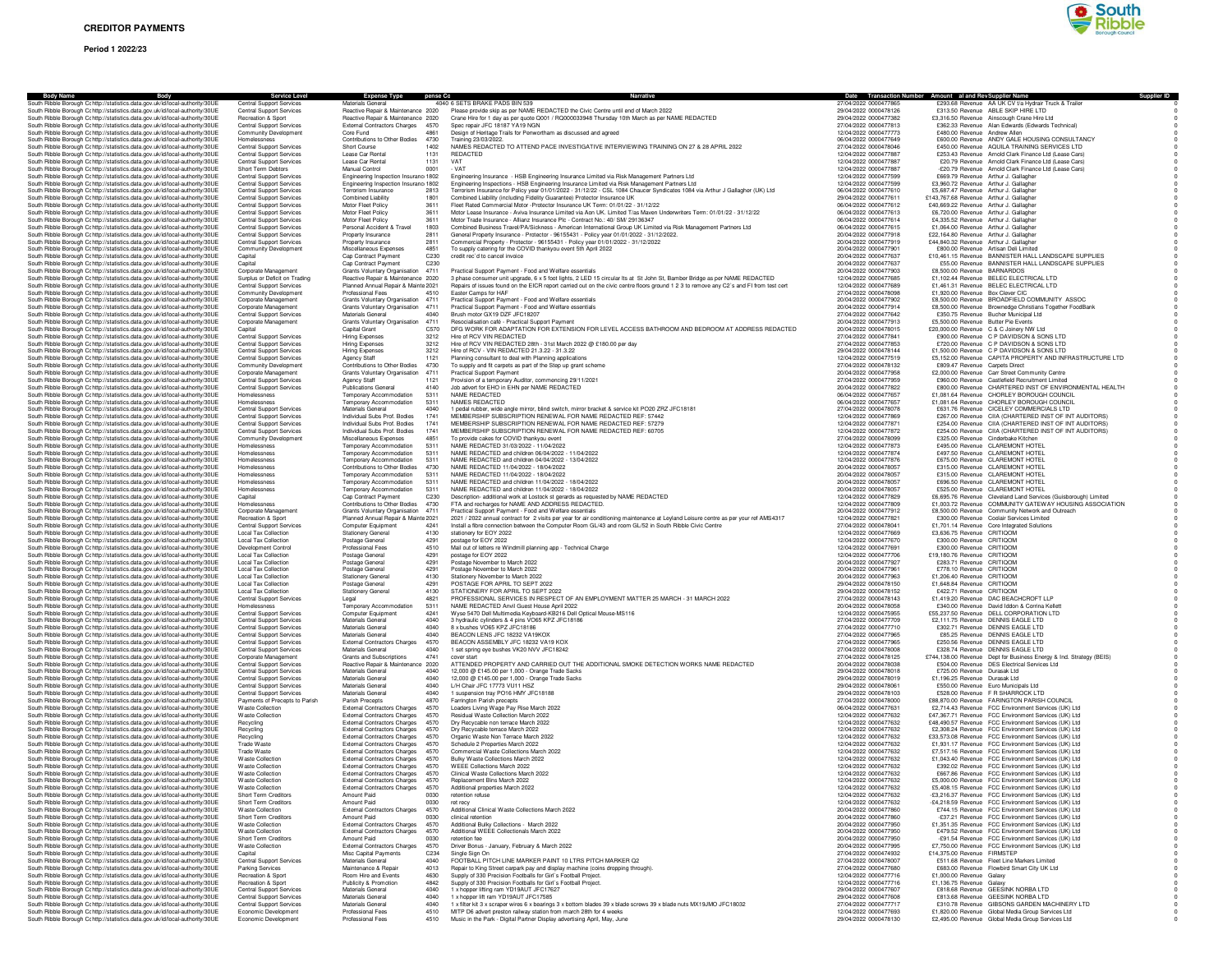# CREDITOR PAYMENTS

**Period 1 2022/23**

| Body Name | Body | Service Level | Expense Type | pense Co | Narrative | Date | Transaction Number | Amount | al and Rev | Supplier Name | Supplier ID |
|---|---|---|---|---|---|---|---|---|---|---|---|
| South Ribble Borough Cc | http://statistics.data.gov.uk/id/local-authority/30UE | Central Support Services | Materials General | 4040 | 6 SETS BRAKE PADS BIN 539 | 27/04/2022 | 0000477865 | £293.68 | Revenue | AA UK CV t/a Hydrair Truck & Trailer | 0 |
| South Ribble Borough Cc | http://statistics.data.gov.uk/id/local-authority/30UE | Central Support Services | Reactive Repair & Maintenance | 2020 | Please provide skip as per NAME REDACTED the Civic Centre until end of March 2022 | 29/04/2022 | 0000478126 | £313.50 | Revenue | ABLE SKIP HIRE LTD | 0 |
| South Ribble Borough Cc | http://statistics.data.gov.uk/id/local-authority/30UE | Recreation & Sport | Reactive Repair & Maintenance | 2020 | Crane Hire for 1 day as per quote Q001 / RQ000033948 Thursday 10th March as per NAME REDACTED | 29/04/2022 | 0000477382 | £3,316.50 | Revenue | Ainscough Crane Hire Ltd | 0 |
| South Ribble Borough Cc | http://statistics.data.gov.uk/id/local-authority/30UE | Central Support Services | External Contractors Charges | 4570 | Spec repair JFC 18187 YA19 NGN | 27/04/2022 | 0000477813 | £362.33 | Revenue | Alan Edwards (Edwards Technical) | 0 |
| South Ribble Borough Cc | http://statistics.data.gov.uk/id/local-authority/30UE | Community Development | Core Fund | 4861 | Design of Heritage Trails for Penwortham as discussed and agreed | 12/04/2022 | 0000477773 | £480.00 | Revenue | Andrew Allen | 0 |
| South Ribble Borough Cc | http://statistics.data.gov.uk/id/local-authority/30UE | Homelessness | Contributions to Other Bodies | 4730 | Training 23/03/2022. | 06/04/2022 | 0000477649 | £600.00 | Revenue | ANDY GALE HOUSING CONSULTANCY | 0 |
| South Ribble Borough Cc | http://statistics.data.gov.uk/id/local-authority/30UE | Central Support Services | Short Course | 1402 | NAMES REDACTED TO ATTEND PACE INVESTIGATIVE INTERVIEWING TRAINING ON 27 & 28 APRIL 2022 | 27/04/2022 | 0000478046 | £450.00 | Revenue | AQUILA TRAINING SERVICES LTD | 0 |
| South Ribble Borough Cc | http://statistics.data.gov.uk/id/local-authority/30UE | Central Support Services | Lease Car Rental | 1131 | REDACTED | 12/04/2022 | 0000477887 | £253.43 | Revenue | Arnold Clark Finance Ltd (Lease Cars) | 0 |
| South Ribble Borough Cc | http://statistics.data.gov.uk/id/local-authority/30UE | Central Support Services | Lease Car Rental | 1131 | VAT | 12/04/2022 | 0000477887 | £20.79 | Revenue | Arnold Clark Finance Ltd (Lease Cars) | 0 |
| South Ribble Borough Cc | http://statistics.data.gov.uk/id/local-authority/30UE | Short Term Debtors | Manual Control | 0001 | - VAT | 12/04/2022 | 0000477887 | -£20.79 | Revenue | Arnold Clark Finance Ltd (Lease Cars) | 0 |
| South Ribble Borough Cc | http://statistics.data.gov.uk/id/local-authority/30UE | Central Support Services | Engineering Inspection Insuranc | 1802 | Engineering Insurance - HSB Engineering Insurance Limited via Risk Management Partners Ltd | 12/04/2022 | 0000477599 | £669.79 | Revenue | Arthur J. Gallagher | 0 |
| South Ribble Borough Cc | http://statistics.data.gov.uk/id/local-authority/30UE | Central Support Services | Engineering Inspection Insuranc | 1802 | Engineering Inspections - HSB Engineering Insurance Limited via Risk Management Partners Ltd | 12/04/2022 | 0000477599 | £3,960.72 | Revenue | Arthur J. Gallagher | 0 |
| South Ribble Borough Cc | http://statistics.data.gov.uk/id/local-authority/30UE | Central Support Services | Terrorism Insurance | 2813 | Terrorism Insurance for Policy year 01/01/2022 - 31/12/22 - CSL 1084 Chaucer Syndicates 1084 via Arthur J Gallagher (UK) Ltd | 06/04/2022 | 0000477610 | £5,687.47 | Revenue | Arthur J. Gallagher | 0 |
| South Ribble Borough Cc | http://statistics.data.gov.uk/id/local-authority/30UE | Central Support Services | Combined Liability | 1801 | Combined Liability (including Fidelity Guarantee) Protector Insurance UK | 29/04/2022 | 0000477611 | £143,767.68 | Revenue | Arthur J. Gallagher | 0 |
| South Ribble Borough Cc | http://statistics.data.gov.uk/id/local-authority/30UE | Central Support Services | Motor Fleet Policy | 3611 | Fleet Rated Commercial Motor -Protector Insurance UK Term: 01/01/22 - 31/12/22 | 06/04/2022 | 0000477612 | £40,669.22 | Revenue | Arthur J. Gallagher | 0 |
| South Ribble Borough Cc | http://statistics.data.gov.uk/id/local-authority/30UE | Central Support Services | Motor Fleet Policy | 3611 | Motor Lease Insurance - Aviva Insurance Limited via Aon UK. Limited T/as Maven Underwriters Term: 01/01/22 - 31/12/22 | 06/04/2022 | 0000477613 | £6,720.00 | Revenue | Arthur J. Gallagher | 0 |
| South Ribble Borough Cc | http://statistics.data.gov.uk/id/local-authority/30UE | Central Support Services | Motor Fleet Policy | 3611 | Motor Trade Insurance - Allianz Insurance Plc - Contract No.: 40/ SM/ 29136347 | 06/04/2022 | 0000477614 | £4,335.52 | Revenue | Arthur J. Gallagher | 0 |
| South Ribble Borough Cc | http://statistics.data.gov.uk/id/local-authority/30UE | Central Support Services | Personal Accident & Travel | 1803 | Combined Business Travel/PA/Sickness - American International Group UK Limited via Risk Management Partners Ltd | 06/04/2022 | 0000477615 | £1,064.00 | Revenue | Arthur J. Gallagher | 0 |
| South Ribble Borough Cc | http://statistics.data.gov.uk/id/local-authority/30UE | Central Support Services | Property Insurance | 2811 | General Property Insurance - Protector - 96155431 - Policy year 01/01/2022 - 31/12/2022. | 20/04/2022 | 0000477918 | £22,164.80 | Revenue | Arthur J. Gallagher | 0 |
| South Ribble Borough Cc | http://statistics.data.gov.uk/id/local-authority/30UE | Central Support Services | Property Insurance | 2811 | Commercial Property - Protector - 96155431 - Policy year 01/01/2022 - 31/12/2022 | 20/04/2022 | 0000477919 | £44,840.32 | Revenue | Arthur J. Gallagher | 0 |
| South Ribble Borough Cc | http://statistics.data.gov.uk/id/local-authority/30UE | Community Development | Miscellaneous Expenses | 4851 | To supply catering for the COVID thankyou event 5th April 2022 | 20/04/2022 | 0000477901 | £800.00 | Revenue | Artisan Deli Limited | 0 |
| South Ribble Borough Cc | http://statistics.data.gov.uk/id/local-authority/30UE | Capital | Cap Contract Payment | C230 | credit rec'd to cancel invoice | 20/04/2022 | 0000477637 | £10,461.15 | Revenue | BANNISTER HALL LANDSCAPE SUPPLIES | 0 |
| South Ribble Borough Cc | http://statistics.data.gov.uk/id/local-authority/30UE | Capital | Cap Contract Payment | C230 | | 20/04/2022 | 0000477637 | £55.00 | Revenue | BANNISTER HALL LANDSCAPE SUPPLIES | 0 |
| South Ribble Borough Cc | http://statistics.data.gov.uk/id/local-authority/30UE | Corporate Management | Grants Voluntary Organisation | 4711 | Practical Support Payment - Food and Welfare essentials | 20/04/2022 | 0000477903 | £8,500.00 | Revenue | BARNARDOS | 0 |
| South Ribble Borough Cc | http://statistics.data.gov.uk/id/local-authority/30UE | Surplus or Deficit on Trading | Reactive Repair & Maintenance | 2020 | 3 phase consumer unit upgrade, 6 x 5 foot lights, 2 LED 15 circular lts at St John St, Bamber Bridge as per NAME REDACTED | 12/04/2022 | 0000477685 | £1,102.44 | Revenue | BELEC ELECTRICAL LTD | 0 |
| South Ribble Borough Cc | http://statistics.data.gov.uk/id/local-authority/30UE | Central Support Services | Planned Annual Repair & Mainte | 2021 | Repairs of issues found on the EICR report carried out on the civic centre floors ground 1 2 3 to remove any C2's and FI from test cert | 12/04/2022 | 0000477689 | £1,461.31 | Revenue | BELEC ELECTRICAL LTD | 0 |
| South Ribble Borough Cc | http://statistics.data.gov.uk/id/local-authority/30UE | Community Development | Professional Fees | 4510 | Easter Camps for HAF | 27/04/2022 | 0000478098 | £1,920.00 | Revenue | Box Clever CIC | 0 |
| South Ribble Borough Cc | http://statistics.data.gov.uk/id/local-authority/30UE | Corporate Management | Grants Voluntary Organisation | 4711 | Practical Support Payment - Food and Welfare essentials | 20/04/2022 | 0000477902 | £8,500.00 | Revenue | BROADFIELD COMMUNITY ASSOC | 0 |
| South Ribble Borough Cc | http://statistics.data.gov.uk/id/local-authority/30UE | Corporate Management | Grants Voluntary Organisation | 4711 | Practical Support Payment - Food and Welfare essentials | 20/04/2022 | 0000477914 | £8,500.00 | Revenue | Brownedge Christians Together FoodBank | 0 |
| South Ribble Borough Cc | http://statistics.data.gov.uk/id/local-authority/30UE | Central Support Services | Materials General | 4040 | Brush motor GX19 DZF JFC18207 | 27/04/2022 | 0000477642 | £350.75 | Revenue | Bucher Municipal Ltd | 0 |
| South Ribble Borough Cc | http://statistics.data.gov.uk/id/local-authority/30UE | Corporate Management | Grants Voluntary Organisation | 4711 | Resocialisation café - Practical Support Payment | 20/04/2022 | 0000477913 | £5,500.00 | Revenue | Butter Pie Events | 0 |
| South Ribble Borough Cc | http://statistics.data.gov.uk/id/local-authority/30UE | Capital | Capital Grant | C570 | DFG WORK FOR ADAPTATION FOR EXTENSION FOR LEVEL ACCESS BATHROOM AND BEDROOM AT ADDRESS REDACTED | 20/04/2022 | 0000478015 | £20,000.00 | Revenue | C & C Joinery NW Ltd | 0 |
| South Ribble Borough Cc | http://statistics.data.gov.uk/id/local-authority/30UE | Central Support Services | Hiring Expenses | 3212 | Hire of RCV VIN REDACTED | 27/04/2022 | 0000477841 | £900.00 | Revenue | C P DAVIDSON & SONS LTD | 0 |
| South Ribble Borough Cc | http://statistics.data.gov.uk/id/local-authority/30UE | Central Support Services | Hiring Expenses | 3212 | Hire of RCV VIN REDACTED 28th - 31st March 2022 @ £180.00 per day | 27/04/2022 | 0000477853 | £720.00 | Revenue | C P DAVIDSON & SONS LTD | 0 |
| South Ribble Borough Cc | http://statistics.data.gov.uk/id/local-authority/30UE | Central Support Services | Hiring Expenses | 3212 | Hire of RCV - VIN REDACTED 21.3.22 - 31.3.22 | 29/04/2022 | 0000478144 | £1,500.00 | Revenue | C P DAVIDSON & SONS LTD | 0 |
| South Ribble Borough Cc | http://statistics.data.gov.uk/id/local-authority/30UE | Central Support Services | Agency Staff | 1121 | Planning consultant to deal with Planning applications | 12/04/2022 | 0000477519 | £5,152.00 | Revenue | CAPITA PROPERTY AND INFRASTRUCTURE LTD | 0 |
| South Ribble Borough Cc | http://statistics.data.gov.uk/id/local-authority/30UE | Community Development | Contributions to Other Bodies | 4730 | To supply and fit carpets as part of the Step up grant scheme | 27/04/2022 | 0000478132 | £809.47 | Revenue | Carpets Direct | 0 |
| South Ribble Borough Cc | http://statistics.data.gov.uk/id/local-authority/30UE | Corporate Management | Grants Voluntary Organisation | 4711 | Practical Support Payment | 20/04/2022 | 0000477958 | £2,000.00 | Revenue | Carr Street Community Centre | 0 |
| South Ribble Borough Cc | http://statistics.data.gov.uk/id/local-authority/30UE | Central Support Services | Agency Staff | 1121 | Provision of a temporary Auditor, commencing 29/11/2021 | 27/04/2022 | 0000477959 | £960.00 | Revenue | Castlefield Recruitment Limited | 0 |
| South Ribble Borough Cc | http://statistics.data.gov.uk/id/local-authority/30UE | Central Support Services | Publications General | 4140 | Job advert for EHO in EHN per NAME REDACTED | 20/04/2022 | 0000477622 | £800.00 | Revenue | CHARTERED INST OF ENVIRONMENTAL HEALTH | 0 |
| South Ribble Borough Cc | http://statistics.data.gov.uk/id/local-authority/30UE | Homelessness | Temporary Accommodation | 5311 | NAME REDACTED | 06/04/2022 | 0000477657 | £1,081.64 | Revenue | CHORLEY BOROUGH COUNCIL | 0 |
| South Ribble Borough Cc | http://statistics.data.gov.uk/id/local-authority/30UE | Homelessness | Temporary Accommodation | 5311 | NAMES REDACTED | 06/04/2022 | 0000477657 | £1,081.64 | Revenue | CHORLEY BOROUGH COUNCIL | 0 |
| South Ribble Borough Cc | http://statistics.data.gov.uk/id/local-authority/30UE | Central Support Services | Materials General | 4040 | 1 pedal rubber, wide angle mirror, blind switch, mirror bracket & service kit PO20 ZRZ JFC18181 | 27/04/2022 | 0000478078 | £631.76 | Revenue | CICELEY COMMERCIALS LTD | 0 |
| South Ribble Borough Cc | http://statistics.data.gov.uk/id/local-authority/30UE | Central Support Services | Individual Subs Prof. Bodies | 1741 | MEMBERSHIP SUBSCRIPTION RENEWAL FOR NAME REDACTED REF: 57442 | 12/04/2022 | 0000477869 | £267.00 | Revenue | CIIA (CHARTERED INST OF INT AUDITORS) | 0 |
| South Ribble Borough Cc | http://statistics.data.gov.uk/id/local-authority/30UE | Central Support Services | Individual Subs Prof. Bodies | 1741 | MEMBERSHIP SUBSCRIPTION RENEWAL FOR NAME REDACTED REF: 57279 | 12/04/2022 | 0000477871 | £254.00 | Revenue | CIIA (CHARTERED INST OF INT AUDITORS) | 0 |
| South Ribble Borough Cc | http://statistics.data.gov.uk/id/local-authority/30UE | Central Support Services | Individual Subs Prof. Bodies | 1741 | MEMBERSHIP SUBSCRIPTION RENEWAL FOR NAME REDACTED REF: 60705 | 12/04/2022 | 0000477872 | £254.00 | Revenue | CIIA (CHARTERED INST OF INT AUDITORS) | 0 |
| South Ribble Borough Cc | http://statistics.data.gov.uk/id/local-authority/30UE | Community Development | Miscellaneous Expenses | 4851 | To provide cakes for COVID thankyou event | 27/04/2022 | 0000478099 | £325.00 | Revenue | Cinderbake Kitchen | 0 |
| South Ribble Borough Cc | http://statistics.data.gov.uk/id/local-authority/30UE | Homelessness | Temporary Accommodation | 5311 | NAME REDACTED 31/03/2022 - 11/04/2022 | 12/04/2022 | 0000477873 | £495.00 | Revenue | CLAREMONT HOTEL | 0 |
| South Ribble Borough Cc | http://statistics.data.gov.uk/id/local-authority/30UE | Homelessness | Temporary Accommodation | 5311 | NAME REDACTED and children 06/04/2022 - 11/04/2022 | 12/04/2022 | 0000477874 | £497.50 | Revenue | CLAREMONT HOTEL | 0 |
| South Ribble Borough Cc | http://statistics.data.gov.uk/id/local-authority/30UE | Homelessness | Temporary Accommodation | 5311 | NAME REDACTED and children 04/04/2022 - 13/04/2022 | 12/04/2022 | 0000477876 | £675.00 | Revenue | CLAREMONT HOTEL | 0 |
| South Ribble Borough Cc | http://statistics.data.gov.uk/id/local-authority/30UE | Homelessness | Contributions to Other Bodies | 4730 | NAME REDACTED 11/04/2022 - 18/04/2022 | 20/04/2022 | 0000478057 | £315.00 | Revenue | CLAREMONT HOTEL | 0 |
| South Ribble Borough Cc | http://statistics.data.gov.uk/id/local-authority/30UE | Homelessness | Temporary Accommodation | 5311 | NAME REDACTED 11/04/2022 - 18/04/2022 | 20/04/2022 | 0000478057 | £315.00 | Revenue | CLAREMONT HOTEL | 0 |
| South Ribble Borough Cc | http://statistics.data.gov.uk/id/local-authority/30UE | Homelessness | Temporary Accommodation | 5311 | NAME REDACTED and children 11/04/2022 - 18/04/2022 | 20/04/2022 | 0000478057 | £696.50 | Revenue | CLAREMONT HOTEL | 0 |
| South Ribble Borough Cc | http://statistics.data.gov.uk/id/local-authority/30UE | Homelessness | Temporary Accommodation | 5311 | NAME REDACTED and children 11/04/2022 - 18/04/2022 | 20/04/2022 | 0000478057 | £525.00 | Revenue | CLAREMONT HOTEL | 0 |
| South Ribble Borough Cc | http://statistics.data.gov.uk/id/local-authority/30UE | Capital | Cap Contract Payment | C230 | Description- additional work at Lostock st gerards as requested by NAME REDACTED | 12/04/2022 | 0000477829 | £6,695.76 | Revenue | Cleveland Land Services (Guisborough) Limited | 0 |
| South Ribble Borough Cc | http://statistics.data.gov.uk/id/local-authority/30UE | Homelessness | Contributions to Other Bodies | 4730 | FTA and recharges for NAME AND ADDRESS REDACTED. | 12/04/2022 | 0000477809 | £1,003.72 | Revenue | COMMUNITY GATEWAY HOUSING ASSOCIATION | 0 |
| South Ribble Borough Cc | http://statistics.data.gov.uk/id/local-authority/30UE | Corporate Management | Grants Voluntary Organisation | 4711 | Practical Support Payment - Food and Welfare essentials | 20/04/2022 | 0000477912 | £8,500.00 | Revenue | Community Network and Outreach | 0 |
| South Ribble Borough Cc | http://statistics.data.gov.uk/id/local-authority/30UE | Recreation & Sport | Planned Annual Repair & Mainte | 2021 | 2021 / 2022 annual contract for 2 visits per year for air conditioning maintenance at Leyland Leisure centre as per your ref AMS4317 | 12/04/2022 | 0000477821 | £300.00 | Revenue | Coolair Services Limited | 0 |
| South Ribble Borough Cc | http://statistics.data.gov.uk/id/local-authority/30UE | Central Support Services | Computer Equipment | 4241 | Install a fibre connection between the Computer Room GL/43 and room GL/52 in South Ribble Civic Centre | 27/04/2022 | 0000478041 | £1,701.14 | Revenue | Core Integrated Solutions | 0 |
| South Ribble Borough Cc | http://statistics.data.gov.uk/id/local-authority/30UE | Local Tax Collection | Stationery General | 4130 | stationery for EOY 2022 | 12/04/2022 | 0000477669 | £3,636.75 | Revenue | CRITIQOM | 0 |
| South Ribble Borough Cc | http://statistics.data.gov.uk/id/local-authority/30UE | Local Tax Collection | Postage General | 4291 | postage for EOY 2022 | 12/04/2022 | 0000477670 | £300.00 | Revenue | CRITIQOM | 0 |
| South Ribble Borough Cc | http://statistics.data.gov.uk/id/local-authority/30UE | Development Control | Professional Fees | 4510 | Mail out of letters re Windmill planning app - Technical Charge | 12/04/2022 | 0000477691 | £300.00 | Revenue | CRITIQOM | 0 |
| South Ribble Borough Cc | http://statistics.data.gov.uk/id/local-authority/30UE | Local Tax Collection | Postage General | 4291 | postage for EOY 2022 | 12/04/2022 | 0000477706 | £19,180.76 | Revenue | CRITIQOM | 0 |
| South Ribble Borough Cc | http://statistics.data.gov.uk/id/local-authority/30UE | Local Tax Collection | Postage General | 4291 | Postage November to March 2022 | 20/04/2022 | 0000477927 | £283.71 | Revenue | CRITIQOM | 0 |
| South Ribble Borough Cc | http://statistics.data.gov.uk/id/local-authority/30UE | Local Tax Collection | Postage General | 4291 | Postage November to March 2022 | 20/04/2022 | 0000477961 | £778.10 | Revenue | CRITIQOM | 0 |
| South Ribble Borough Cc | http://statistics.data.gov.uk/id/local-authority/30UE | Local Tax Collection | Stationery General | 4130 | Stationery November to March 2022 | 20/04/2022 | 0000477963 | £1,206.40 | Revenue | CRITIQOM | 0 |
| South Ribble Borough Cc | http://statistics.data.gov.uk/id/local-authority/30UE | Local Tax Collection | Postage General | 4291 | POSTAGE FOR APRIL TO SEPT 2022 | 29/04/2022 | 0000478150 | £1,648.84 | Revenue | CRITIQOM | 0 |
| South Ribble Borough Cc | http://statistics.data.gov.uk/id/local-authority/30UE | Local Tax Collection | Stationery General | 4130 | STATIONERY FOR APRIL TO SEPT 2022 | 29/04/2022 | 0000478152 | £422.71 | Revenue | CRITIQOM | 0 |
| South Ribble Borough Cc | http://statistics.data.gov.uk/id/local-authority/30UE | Central Support Services | Legal | 4821 | PROFESSIONAL SERVICES IN RESPECT OF AN EMPLOYMENT MATTER 25 MARCH - 31 MARCH 2022 | 27/04/2022 | 0000478143 | £1,419.20 | Revenue | DAC BEACHCROFT LLP | 0 |
| South Ribble Borough Cc | http://statistics.data.gov.uk/id/local-authority/30UE | Homelessness | Temporary Accommodation | 5311 | NAME REDACTED Anvil Guest House April 2022 | 20/04/2022 | 0000478058 | £340.00 | Revenue | David Iddon & Corrina Kellett | 0 |
| South Ribble Borough Cc | http://statistics.data.gov.uk/id/local-authority/30UE | Central Support Services | Computer Equipment | 4241 | Wyse 5470 Dell Multimedia Keyboard-KB216 Dell Optical Mouse-MS116 | 12/04/2022 | 0000475955 | £55,237.50 | Revenue | DELL CORPORATION LTD | 0 |
| South Ribble Borough Cc | http://statistics.data.gov.uk/id/local-authority/30UE | Central Support Services | Materials General | 4040 | 3 hydraulic cylinders & 4 pins VO65 KPZ JFC18186 | 27/04/2022 | 0000477709 | £2,111.75 | Revenue | DENNIS EAGLE LTD | 0 |
| South Ribble Borough Cc | http://statistics.data.gov.uk/id/local-authority/30UE | Central Support Services | Materials General | 4040 | 8 x bushes VO65 KPZ JFC18186 | 27/04/2022 | 0000477710 | £302.71 | Revenue | DENNIS EAGLE LTD | 0 |
| South Ribble Borough Cc | http://statistics.data.gov.uk/id/local-authority/30UE | Central Support Services | Materials General | 4040 | BEACON LENS JFC 18232 VA19KOX | 27/04/2022 | 0000477965 | £85.25 | Revenue | DENNIS EAGLE LTD | 0 |
| South Ribble Borough Cc | http://statistics.data.gov.uk/id/local-authority/30UE | Central Support Services | External Contractors Charges | 4570 | BEACON ASSEMBLY JFC 18232 VA19 KOX | 27/04/2022 | 0000477965 | £250.56 | Revenue | DENNIS EAGLE LTD | 0 |
| South Ribble Borough Cc | http://statistics.data.gov.uk/id/local-authority/30UE | Central Support Services | Materials General | 4040 | 1 set spring eye bushes VK20 NVV JFC18242 | 27/04/2022 | 0000478008 | £328.74 | Revenue | DENNIS EAGLE LTD | 0 |
| South Ribble Borough Cc | http://statistics.data.gov.uk/id/local-authority/30UE | Corporate Management | Grants and Subscriptions | 4741 | cover start | 27/04/2022 | 0000478125 | £744,138.00 | Revenue | Dept for Business Energy & Ind. Strategy (BEIS) | 0 |
| South Ribble Borough Cc | http://statistics.data.gov.uk/id/local-authority/30UE | Central Support Services | Reactive Repair & Maintenance | 2020 | ATTENDED PROPERTY AND CARRIED OUT THE ADDITIONAL SMOKE DETECTION WORKS NAME REDACTED | 20/04/2022 | 0000478038 | £504.00 | Revenue | DES Electrical Services Ltd | 0 |
| South Ribble Borough Cc | http://statistics.data.gov.uk/id/local-authority/30UE | Central Support Services | Materials General | 4040 | 12,000 @ £145.00 per 1,000 - Orange Trade Sacks | 29/04/2022 | 0000478018 | £725.00 | Revenue | Durasak Ltd | 0 |
| South Ribble Borough Cc | http://statistics.data.gov.uk/id/local-authority/30UE | Central Support Services | Materials General | 4040 | 12,000 @ £145.00 per 1,000 - Orange Trade Sacks | 29/04/2022 | 0000478019 | £1,196.25 | Revenue | Durasak Ltd | 0 |
| South Ribble Borough Cc | http://statistics.data.gov.uk/id/local-authority/30UE | Central Support Services | Materials General | 4040 | L/H Chair JFC 17773 VU11 HSZ | 29/04/2022 | 0000478061 | £550.00 | Revenue | Euro Municipals Ltd | 0 |
| South Ribble Borough Cc | http://statistics.data.gov.uk/id/local-authority/30UE | Central Support Services | Materials General | 4040 | 1 suspension tray PO16 HMY JFC18188 | 29/04/2022 | 0000478103 | £528.00 | Revenue | F R SHARROCK LTD | 0 |
| South Ribble Borough Cc | http://statistics.data.gov.uk/id/local-authority/30UE | Payments of Precepts to Parish | Parish Precepts | 4870 | Farington Parish precepts | 27/04/2022 | 0000478000 | £88,870.00 | Revenue | FARINGTON PARISH COUNCIL | 0 |
| South Ribble Borough Cc | http://statistics.data.gov.uk/id/local-authority/30UE | Waste Collection | External Contractors Charges | 4570 | Loaders Living Wage Pay Rise March 2022 | 06/04/2022 | 0000477631 | £2,714.43 | Revenue | FCC Environment Services (UK) Ltd | 0 |
| South Ribble Borough Cc | http://statistics.data.gov.uk/id/local-authority/30UE | Waste Collection | External Contractors Charges | 4570 | Residual Waste Collection March 2022 | 12/04/2022 | 0000477632 | £47,367.71 | Revenue | FCC Environment Services (UK) Ltd | 0 |
| South Ribble Borough Cc | http://statistics.data.gov.uk/id/local-authority/30UE | Recycling | External Contractors Charges | 4570 | Dry Recyclable non terrace March 2022 | 12/04/2022 | 0000477632 | £48,490.57 | Revenue | FCC Environment Services (UK) Ltd | 0 |
| South Ribble Borough Cc | http://statistics.data.gov.uk/id/local-authority/30UE | Recycling | External Contractors Charges | 4570 | Dry Recyclable terrace March 2022 | 12/04/2022 | 0000477632 | £2,308.24 | Revenue | FCC Environment Services (UK) Ltd | 0 |
| South Ribble Borough Cc | http://statistics.data.gov.uk/id/local-authority/30UE | Recycling | External Contractors Charges | 4570 | Organic Waste Non Terrace March 2022 | 12/04/2022 | 0000477632 | £33,573.08 | Revenue | FCC Environment Services (UK) Ltd | 0 |
| South Ribble Borough Cc | http://statistics.data.gov.uk/id/local-authority/30UE | Trade Waste | External Contractors Charges | 4570 | Schedule 2 Properties March 2022 | 12/04/2022 | 0000477632 | £1,931.17 | Revenue | FCC Environment Services (UK) Ltd | 0 |
| South Ribble Borough Cc | http://statistics.data.gov.uk/id/local-authority/30UE | Trade Waste | External Contractors Charges | 4570 | Commercial Waste Collections March 2022 | 12/04/2022 | 0000477632 | £7,517.16 | Revenue | FCC Environment Services (UK) Ltd | 0 |
| South Ribble Borough Cc | http://statistics.data.gov.uk/id/local-authority/30UE | Waste Collection | External Contractors Charges | 4570 | Bulky Waste Collections March 2022 | 12/04/2022 | 0000477632 | £1,043.40 | Revenue | FCC Environment Services (UK) Ltd | 0 |
| South Ribble Borough Cc | http://statistics.data.gov.uk/id/local-authority/30UE | Waste Collection | External Contractors Charges | 4570 | WEEE Collections March 2022 | 12/04/2022 | 0000477632 | £392.02 | Revenue | FCC Environment Services (UK) Ltd | 0 |
| South Ribble Borough Cc | http://statistics.data.gov.uk/id/local-authority/30UE | Waste Collection | External Contractors Charges | 4570 | Clinical Waste Collections March 2022 | 12/04/2022 | 0000477632 | £667.86 | Revenue | FCC Environment Services (UK) Ltd | 0 |
| South Ribble Borough Cc | http://statistics.data.gov.uk/id/local-authority/30UE | Waste Collection | External Contractors Charges | 4570 | Replacement Bins March 2022 | 12/04/2022 | 0000477632 | £5,000.00 | Revenue | FCC Environment Services (UK) Ltd | 0 |
| South Ribble Borough Cc | http://statistics.data.gov.uk/id/local-authority/30UE | Waste Collection | External Contractors Charges | 4570 | Additional properties March 2022 | 12/04/2022 | 0000477632 | £5,408.15 | Revenue | FCC Environment Services (UK) Ltd | 0 |
| South Ribble Borough Cc | http://statistics.data.gov.uk/id/local-authority/30UE | Short Term Creditors | Amount Paid | 0030 | retention refuse | 12/04/2022 | 0000477632 | -£3,216.37 | Revenue | FCC Environment Services (UK) Ltd | 0 |
| South Ribble Borough Cc | http://statistics.data.gov.uk/id/local-authority/30UE | Short Term Creditors | Amount Paid | 0030 | ret recy | 12/04/2022 | 0000477632 | -£4,218.59 | Revenue | FCC Environment Services (UK) Ltd | 0 |
| South Ribble Borough Cc | http://statistics.data.gov.uk/id/local-authority/30UE | Waste Collection | External Contractors Charges | 4570 | Additional Clinical Waste Collections March 2022 | 20/04/2022 | 0000477860 | £744.15 | Revenue | FCC Environment Services (UK) Ltd | 0 |
| South Ribble Borough Cc | http://statistics.data.gov.uk/id/local-authority/30UE | Short Term Creditors | Amount Paid | 0030 | clinical retention | 20/04/2022 | 0000477860 | -£37.21 | Revenue | FCC Environment Services (UK) Ltd | 0 |
| South Ribble Borough Cc | http://statistics.data.gov.uk/id/local-authority/30UE | Waste Collection | External Contractors Charges | 4570 | Additional Bulky Collections - March 2022 | 20/04/2022 | 0000477950 | £1,351.35 | Revenue | FCC Environment Services (UK) Ltd | 0 |
| South Ribble Borough Cc | http://statistics.data.gov.uk/id/local-authority/30UE | Waste Collection | External Contractors Charges | 4570 | Additional WEEE Collectionals March 2022 | 20/04/2022 | 0000477950 | £479.52 | Revenue | FCC Environment Services (UK) Ltd | 0 |
| South Ribble Borough Cc | http://statistics.data.gov.uk/id/local-authority/30UE | Short Term Creditors | Amount Paid | 0030 | retention fee | 20/04/2022 | 0000477950 | -£91.54 | Revenue | FCC Environment Services (UK) Ltd | 0 |
| South Ribble Borough Cc | http://statistics.data.gov.uk/id/local-authority/30UE | Waste Collection | External Contractors Charges | 4570 | Driver Bonus - January, February & March 2022 | 20/04/2022 | 0000477995 | £7,750.00 | Revenue | FCC Environment Services (UK) Ltd | 0 |
| South Ribble Borough Cc | http://statistics.data.gov.uk/id/local-authority/30UE | Capital | Misc Capital Payments | C234 | Single Sign On | 27/04/2022 | 0000474932 | £14,375.00 | Revenue | FIRMSTEP | 0 |
| South Ribble Borough Cc | http://statistics.data.gov.uk/id/local-authority/30UE | Central Support Services | Materials General | 4040 | FOOTBALL PITCH LINE MARKER PAINT 10 LTRS PITCH MARKER Q2 | 27/04/2022 | 0000478007 | £511.68 | Revenue | Fleet Line Markers Limited | 0 |
| South Ribble Borough Cc | http://statistics.data.gov.uk/id/local-authority/30UE | Parking Services | Maintenance & Repair | 4013 | Repair to King Street carpark pay and display machine (coins dropping through). | 27/04/2022 | 0000477680 | £683.00 | Revenue | Flowbird Smart City UK Ltd | 0 |
| South Ribble Borough Cc | http://statistics.data.gov.uk/id/local-authority/30UE | Recreation & Sport | Room Hire and Events | 4630 | Supply of 330 Precision Footballs for Girl's Football Project. | 12/04/2022 | 0000477716 | £1,000.00 | Revenue | Galaxy | 0 |
| South Ribble Borough Cc | http://statistics.data.gov.uk/id/local-authority/30UE | Recreation & Sport | Publicity & Promotion | 4842 | Supply of 330 Precision Footballs for Girl's Football Project. | 12/04/2022 | 0000477716 | £1,136.75 | Revenue | Galaxy | 0 |
| South Ribble Borough Cc | http://statistics.data.gov.uk/id/local-authority/30UE | Central Support Services | Materials General | 4040 | 1 x hopper lifting ram YD19AUT JFC17627 | 29/04/2022 | 0000477607 | £818.68 | Revenue | GEESINK NORBA LTD | 0 |
| South Ribble Borough Cc | http://statistics.data.gov.uk/id/local-authority/30UE | Central Support Services | Materials General | 4040 | 1 x hopper lift ram YD19AUT JFC17585 | 29/04/2022 | 0000477608 | £813.68 | Revenue | GEESINK NORBA LTD | 0 |
| South Ribble Borough Cc | http://statistics.data.gov.uk/id/local-authority/30UE | Central Support Services | Materials General | 4040 | 1 x filter kit 3 x scraper wires 6 x bearings 3 x bottom blades 39 x blade screws 39 x blade nuts MX19JMO JFC18032 | 27/04/2022 | 0000477717 | £310.78 | Revenue | GIBSONS GARDEN MACHINERY LTD | 0 |
| South Ribble Borough Cc | http://statistics.data.gov.uk/id/local-authority/30UE | Economic Development | Professional Fees | 4510 | MITP D6 advert preston railway station from march 28th for 4 weeks | 12/04/2022 | 0000477693 | £1,820.00 | Revenue | Global Media Group Services Ltd | 0 |
| South Ribble Borough Cc | http://statistics.data.gov.uk/id/local-authority/30UE | Economic Development | Professional Fees | 4510 | Music in the Park - Digital Partner Display advertising April, May, June | 29/04/2022 | 0000478130 | £2,495.00 | Revenue | Global Media Group Services Ltd | 0 |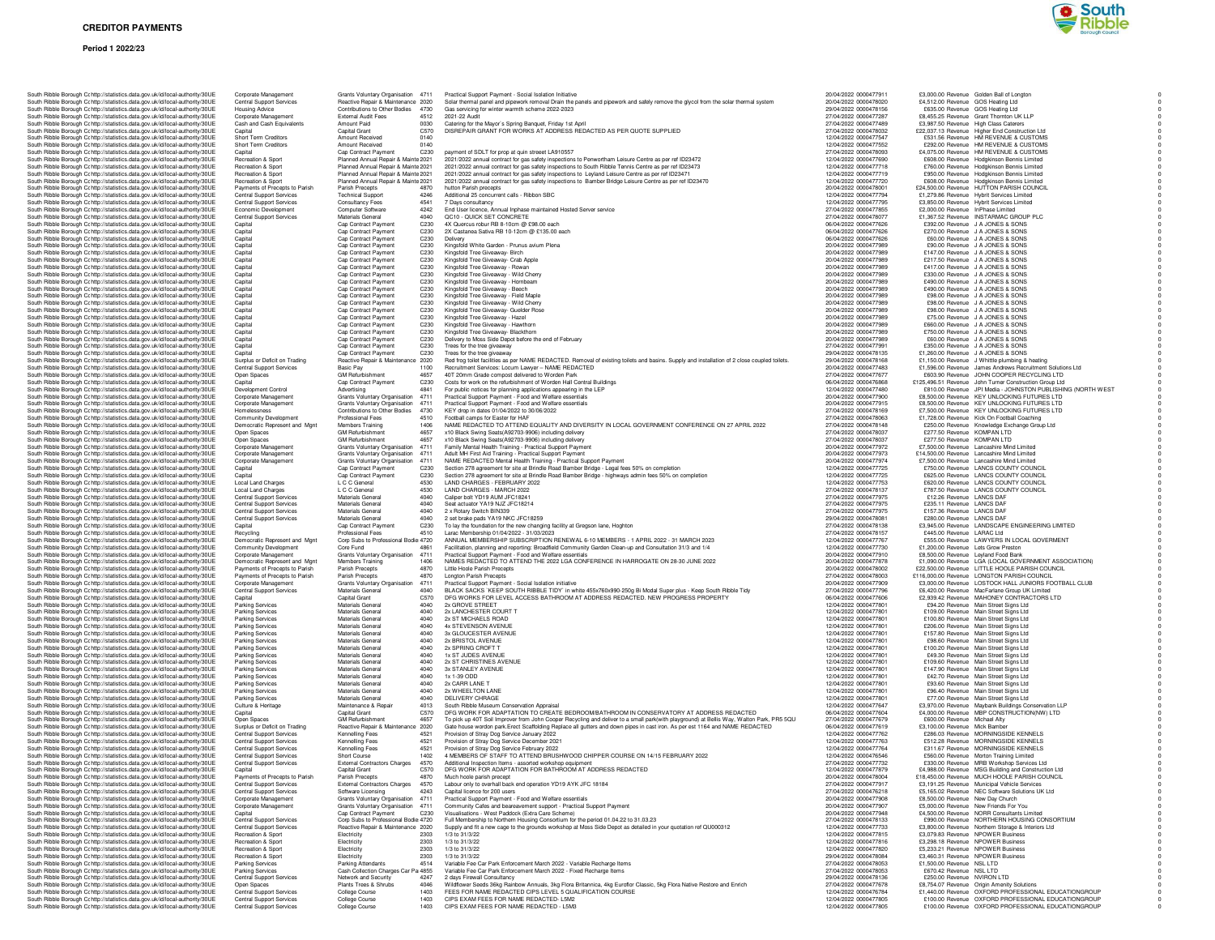# CREDITOR PAYMENTS

**Period 1 2022/23**

| Body Name | Body | Service Area | Expenditure Category | Code | Narrative | Date | Transaction No | Amount | Capital/Revenue | Supplier | |
|---|---|---|---|---|---|---|---|---|---|---|---|
| South Ribble Borough C | http://statistics.data.gov.uk/id/local-authority/30UE | Corporate Management | Grants Voluntary Organisation | 4711 | Practical Support Payment - Social Isolation Initiative | 20/04/2022 | 0000477911 | £3,000.00 | Revenue | Golden Ball of Longton | 0 |
| South Ribble Borough C | http://statistics.data.gov.uk/id/local-authority/30UE | Central Support Services | Reactive Repair & Maintenance | 2020 | Solar thermal panel and pipework removal Drain the panels and pipework and safely remove the glycol from the solar thermal system | 20/04/2022 | 0000478020 | £4,512.00 | Revenue | GOS Heating Ltd | 0 |
| South Ribble Borough C | http://statistics.data.gov.uk/id/local-authority/30UE | Housing Advice | Contributions to Other Bodies | 4730 | Gas servicing for winter warmth scheme 2022-2023 | 29/04/2022 | 0000478156 | £635.00 | Revenue | GOS Heating Ltd | 0 |
| South Ribble Borough C | http://statistics.data.gov.uk/id/local-authority/30UE | Corporate Management | External Audit Fees | 4512 | 2021-22 Audit | 27/04/2022 | 0000477287 | £8,455.25 | Revenue | Grant Thornton UK LLP | 0 |
| South Ribble Borough C | http://statistics.data.gov.uk/id/local-authority/30UE | Cash and Cash Equivalents | Amount Paid | 0030 | Catering for the Mayor`s Spring Banquet, Friday 1st April | 27/04/2022 | 0000477489 | £3,987.50 | Revenue | High Class Caterers | 0 |
| South Ribble Borough C | http://statistics.data.gov.uk/id/local-authority/30UE | Capital | Capital Grant | C570 | DISREPAIR GRANT FOR WORKS AT ADDRESS REDACTED AS PER QUOTE SUPPLIED | 27/04/2022 | 0000478032 | £22,037.13 | Revenue | Higher End Construction Ltd | 0 |
| South Ribble Borough C | http://statistics.data.gov.uk/id/local-authority/30UE | Short Term Creditors | Amount Received | 0140 | | 12/04/2022 | 0000477547 | £531.56 | Revenue | HM REVENUE & CUSTOMS | 0 |
| South Ribble Borough C | http://statistics.data.gov.uk/id/local-authority/30UE | Short Term Creditors | Amount Received | 0140 | | 12/04/2022 | 0000477552 | £292.00 | Revenue | HM REVENUE & CUSTOMS | 0 |
| South Ribble Borough C | http://statistics.data.gov.uk/id/local-authority/30UE | Capital | Cap Contract Payment | C230 | payment of SDLT for prop at quin streeet LA910557 | 27/04/2022 | 0000478093 | £4,075.00 | Revenue | HM REVENUE & CUSTOMS | 0 |
| South Ribble Borough C | http://statistics.data.gov.uk/id/local-authority/30UE | Recreation & Sport | Planned Annual Repair & Mainte | 2021 | 2021/2022 annual contract for gas safety inspections to Penwortham Leisure Centre as per ref ID23472 | 12/04/2022 | 0000477690 | £608.00 | Revenue | Hodgkinson Bennis Limited | 0 |
| South Ribble Borough C | http://statistics.data.gov.uk/id/local-authority/30UE | Recreation & Sport | Planned Annual Repair & Mainte | 2021 | 2021/2022 annual contract for gas safety inspections to South Ribble Tennis Centre as per ref ID23473 | 12/04/2022 | 0000477718 | £760.00 | Revenue | Hodgkinson Bennis Limited | 0 |
| South Ribble Borough C | http://statistics.data.gov.uk/id/local-authority/30UE | Recreation & Sport | Planned Annual Repair & Mainte | 2021 | 2021/2022 annual contract for gas safety inspections to Leyland Leisure Centre as per ref ID23471 | 12/04/2022 | 0000477719 | £950.00 | Revenue | Hodgkinson Bennis Limited | 0 |
| South Ribble Borough C | http://statistics.data.gov.uk/id/local-authority/30UE | Recreation & Sport | Planned Annual Repair & Mainte | 2021 | 2021/2022 annual contract for gas safety inspections to Bamber Bridge Leisure Centre as per ref ID23470 | 12/04/2022 | 0000477720 | £608.00 | Revenue | Hodgkinson Bennis Limited | 0 |
| South Ribble Borough C | http://statistics.data.gov.uk/id/local-authority/30UE | Payments of Precepts to Parish | Parish Precepts | 4870 | hutton Parish precepts | 20/04/2022 | 0000478001 | £24,500.00 | Revenue | HUTTON PARISH COUNCIL | 0 |
| South Ribble Borough C | http://statistics.data.gov.uk/id/local-authority/30UE | Central Support Services | Technical Support | 4246 | Additional 25 concurrent calls - Ribbon SBC | 12/04/2022 | 0000477794 | £1,279.86 | Revenue | Hybrit Services Limited | 0 |
| South Ribble Borough C | http://statistics.data.gov.uk/id/local-authority/30UE | Central Support Services | Consultancy Fees | 4541 | 7 Days consultancy | 12/04/2022 | 0000477795 | £3,850.00 | Revenue | Hybrit Services Limited | 0 |
| South Ribble Borough C | http://statistics.data.gov.uk/id/local-authority/30UE | Economic Development | Computer Software | 4242 | End User licence, Annual Inphase maintained Hosted Server service | 27/04/2022 | 0000477855 | £2,000.00 | Revenue | InPhase Limited | 0 |
| South Ribble Borough C | http://statistics.data.gov.uk/id/local-authority/30UE | Central Support Services | Materials General | 4040 | QC10 - QUICK SET CONCRETE | 27/04/2022 | 0000478077 | £1,367.52 | Revenue | INSTARMAC GROUP PLC | 0 |
| South Ribble Borough C | http://statistics.data.gov.uk/id/local-authority/30UE | Capital | Cap Contract Payment | C230 | 4X Quercus robur RB 8-10cm @ £98.00 each | 06/04/2022 | 0000477626 | £392.00 | Revenue | J A JONES & SONS | 0 |
| South Ribble Borough C | http://statistics.data.gov.uk/id/local-authority/30UE | Capital | Cap Contract Payment | C230 | 2X Castanea Sativa RB 10-12cm @ £135.00 each | 06/04/2022 | 0000477626 | £270.00 | Revenue | J A JONES & SONS | 0 |
| South Ribble Borough C | http://statistics.data.gov.uk/id/local-authority/30UE | Capital | Cap Contract Payment | C230 | Delivery | 06/04/2022 | 0000477626 | £60.00 | Revenue | J A JONES & SONS | 0 |
| South Ribble Borough C | http://statistics.data.gov.uk/id/local-authority/30UE | Capital | Cap Contract Payment | C230 | Kingsfold White Garden - Prunus avium Plena | 20/04/2022 | 0000477989 | £90.00 | Revenue | J A JONES & SONS | 0 |
| South Ribble Borough C | http://statistics.data.gov.uk/id/local-authority/30UE | Capital | Cap Contract Payment | C230 | Kingsfold Tree Giveaway- Birch | 20/04/2022 | 0000477989 | £147.00 | Revenue | J A JONES & SONS | 0 |
| South Ribble Borough C | http://statistics.data.gov.uk/id/local-authority/30UE | Capital | Cap Contract Payment | C230 | Kingsfold Tree Giveaway- Crab Apple | 20/04/2022 | 0000477989 | £217.50 | Revenue | J A JONES & SONS | 0 |
| South Ribble Borough C | http://statistics.data.gov.uk/id/local-authority/30UE | Capital | Cap Contract Payment | C230 | Kingsfold Tree Giveaway - Rowan | 20/04/2022 | 0000477989 | £417.00 | Revenue | J A JONES & SONS | 0 |
| South Ribble Borough C | http://statistics.data.gov.uk/id/local-authority/30UE | Capital | Cap Contract Payment | C230 | Kingsfold Tree Giveaway - Wild Cherry | 20/04/2022 | 0000477989 | £330.00 | Revenue | J A JONES & SONS | 0 |
| South Ribble Borough C | http://statistics.data.gov.uk/id/local-authority/30UE | Capital | Cap Contract Payment | C230 | Kingsfold Tree Giveaway - Hornbeam | 20/04/2022 | 0000477989 | £490.00 | Revenue | J A JONES & SONS | 0 |
| South Ribble Borough C | http://statistics.data.gov.uk/id/local-authority/30UE | Capital | Cap Contract Payment | C230 | Kingsfold Tree Giveaway - Beech | 20/04/2022 | 0000477989 | £490.00 | Revenue | J A JONES & SONS | 0 |
| South Ribble Borough C | http://statistics.data.gov.uk/id/local-authority/30UE | Capital | Cap Contract Payment | C230 | Kingsfold Tree Giveaway - Field Maple | 20/04/2022 | 0000477989 | £98.00 | Revenue | J A JONES & SONS | 0 |
| South Ribble Borough C | http://statistics.data.gov.uk/id/local-authority/30UE | Capital | Cap Contract Payment | C230 | Kingsfold Tree Giveaway - Wild Cherry | 20/04/2022 | 0000477989 | £98.00 | Revenue | J A JONES & SONS | 0 |
| South Ribble Borough C | http://statistics.data.gov.uk/id/local-authority/30UE | Capital | Cap Contract Payment | C230 | Kingsfold Tree Giveaway- Guelder Rose | 20/04/2022 | 0000477989 | £98.00 | Revenue | J A JONES & SONS | 0 |
| South Ribble Borough C | http://statistics.data.gov.uk/id/local-authority/30UE | Capital | Cap Contract Payment | C230 | Kingsfold Tree Giveaway - Hazel | 20/04/2022 | 0000477989 | £75.00 | Revenue | J A JONES & SONS | 0 |
| South Ribble Borough C | http://statistics.data.gov.uk/id/local-authority/30UE | Capital | Cap Contract Payment | C230 | Kingsfold Tree Giveaway - Hawthorn | 20/04/2022 | 0000477989 | £660.00 | Revenue | J A JONES & SONS | 0 |
| South Ribble Borough C | http://statistics.data.gov.uk/id/local-authority/30UE | Capital | Cap Contract Payment | C230 | Kingsfold Tree Giveaway- Blackthorn | 20/04/2022 | 0000477989 | £750.00 | Revenue | J A JONES & SONS | 0 |
| South Ribble Borough C | http://statistics.data.gov.uk/id/local-authority/30UE | Capital | Cap Contract Payment | C230 | Delivery to Moss Side Depot before the end of February | 20/04/2022 | 0000477989 | £60.00 | Revenue | J A JONES & SONS | 0 |
| South Ribble Borough C | http://statistics.data.gov.uk/id/local-authority/30UE | Capital | Cap Contract Payment | C230 | Trees for the tree giveaway | 20/04/2022 | 0000477991 | £350.00 | Revenue | J A JONES & SONS | 0 |
| South Ribble Borough C | http://statistics.data.gov.uk/id/local-authority/30UE | Capital | Cap Contract Payment | C230 | Trees for the tree giveaway | 29/04/2022 | 0000478135 | £1,260.00 | Revenue | J A JONES & SONS | 0 |
| South Ribble Borough C | http://statistics.data.gov.uk/id/local-authority/30UE | Surplus or Deficit on Trading | Reactive Repair & Maintenance | 2020 | Red frog toilet facilities as per NAME REDACTED. Removal of existing toilets and basins. Supply and installation of 2 close coupled toilets. | 29/04/2022 | 0000478168 | £1,150.00 | Revenue | J Whittle plumbing & heating | 0 |
| South Ribble Borough C | http://statistics.data.gov.uk/id/local-authority/30UE | Central Support Services | Basic Pay | 1100 | Recruitment Services: Locum Lawyer – NAME REDACTED | 20/04/2022 | 0000477483 | £1,596.00 | Revenue | James Andrews Recruitment Solutions Ltd | 0 |
| South Ribble Borough C | http://statistics.data.gov.uk/id/local-authority/30UE | Open Spaces | GM Refurbishment | 4657 | 40T 20mm Grade compost delivered to Worden Park | 27/04/2022 | 0000477677 | £603.90 | Revenue | JOHN COOPER RECYCLING LTD | 0 |
| South Ribble Borough C | http://statistics.data.gov.uk/id/local-authority/30UE | Capital | Cap Contract Payment | C230 | Costs for work on the refurbishment of Worden Hall Central Buildings | 06/04/2022 | 0000476868 | £125,496.51 | Revenue | John Turner Construction Group Ltd | 0 |
| South Ribble Borough C | http://statistics.data.gov.uk/id/local-authority/30UE | Development Control | Advertising | 4841 | For public notices for planning applications appearing in the LEP | 12/04/2022 | 0000477480 | £810.00 | Revenue | JPI Media - JOHNSTON PUBLISHING (NORTH WEST | 0 |
| South Ribble Borough C | http://statistics.data.gov.uk/id/local-authority/30UE | Corporate Management | Grants Voluntary Organisation | 4711 | Practical Support Payment - Food and Welfare essentials | 20/04/2022 | 0000477900 | £8,500.00 | Revenue | KEY UNLOCKING FUTURES LTD | 0 |
| South Ribble Borough C | http://statistics.data.gov.uk/id/local-authority/30UE | Corporate Management | Grants Voluntary Organisation | 4711 | Practical Support Payment - Food and Welfare essentials | 20/04/2022 | 0000477915 | £8,500.00 | Revenue | KEY UNLOCKING FUTURES LTD | 0 |
| South Ribble Borough C | http://statistics.data.gov.uk/id/local-authority/30UE | Homelessness | Contributions to Other Bodies | 4730 | KEY drop in dates 01/04/2022 to 30/06/2022 | 27/04/2022 | 0000478169 | £7,500.00 | Revenue | KEY UNLOCKING FUTURES LTD | 0 |
| South Ribble Borough C | http://statistics.data.gov.uk/id/local-authority/30UE | Community Development | Professional Fees | 4510 | Football camps for Easter for HAF | 27/04/2022 | 0000478063 | £1,728.00 | Revenue | Kick On Football Coaching | 0 |
| South Ribble Borough C | http://statistics.data.gov.uk/id/local-authority/30UE | Democratic Represent and Mgnt | Members Training | 1406 | NAME REDACTED TO ATTEND EQUALITY AND DIVERSITY IN LOCAL GOVERNMENT CONFERENCE ON 27 APRIL 2022 | 27/04/2022 | 0000478148 | £250.00 | Revenue | Knowledge Exchange Group Ltd | 0 |
| South Ribble Borough C | http://statistics.data.gov.uk/id/local-authority/30UE | Open Spaces | GM Refurbishment | 4657 | x10 Black Swing Seats(A92703-9906) including delivery | 27/04/2022 | 0000478037 | £277.50 | Revenue | KOMPAN LTD | 0 |
| South Ribble Borough C | http://statistics.data.gov.uk/id/local-authority/30UE | Open Spaces | GM Refurbishment | 4657 | x10 Black Swing Seats(A92703-9906) including delivery | 27/04/2022 | 0000478037 | £277.50 | Revenue | KOMPAN LTD | 0 |
| South Ribble Borough C | http://statistics.data.gov.uk/id/local-authority/30UE | Corporate Management | Grants Voluntary Organisation | 4711 | Family Mental Health Training - Practical Support Payment | 20/04/2022 | 0000477972 | £7,500.00 | Revenue | Lancashire Mind Limited | 0 |
| South Ribble Borough C | http://statistics.data.gov.uk/id/local-authority/30UE | Corporate Management | Grants Voluntary Organisation | 4711 | Adult MH First Aid Training - Practical Support Payment | 20/04/2022 | 0000477973 | £14,500.00 | Revenue | Lancashire Mind Limited | 0 |
| South Ribble Borough C | http://statistics.data.gov.uk/id/local-authority/30UE | Corporate Management | Grants Voluntary Organisation | 4711 | NAME REDACTED Mental Health Training - Practical Support Payment | 20/04/2022 | 0000477974 | £7,500.00 | Revenue | Lancashire Mind Limited | 0 |
| South Ribble Borough C | http://statistics.data.gov.uk/id/local-authority/30UE | Capital | Cap Contract Payment | C230 | Section 278 agreement for site at Brindle Road Bamber Bridge - Legal fees 50% on completion | 12/04/2022 | 0000477725 | £750.00 | Revenue | LANCS COUNTY COUNCIL | 0 |
| South Ribble Borough C | http://statistics.data.gov.uk/id/local-authority/30UE | Capital | Cap Contract Payment | C230 | Section 278 agreement for site at Brindle Road Bamber Bridge - highways admin fees 50% on completion | 12/04/2022 | 0000477725 | £625.00 | Revenue | LANCS COUNTY COUNCIL | 0 |
| South Ribble Borough C | http://statistics.data.gov.uk/id/local-authority/30UE | Local Land Charges | L C C General | 4530 | LAND CHARGES - FEBRUARY 2022 | 12/04/2022 | 0000477753 | £620.00 | Revenue | LANCS COUNTY COUNCIL | 0 |
| South Ribble Borough C | http://statistics.data.gov.uk/id/local-authority/30UE | Local Land Charges | L C C General | 4530 | LAND CHARGES - MARCH 2022 | 27/04/2022 | 0000478137 | £787.50 | Revenue | LANCS COUNTY COUNCIL | 0 |
| South Ribble Borough C | http://statistics.data.gov.uk/id/local-authority/30UE | Central Support Services | Materials General | 4040 | Caliper bolt YD19 AUM JFC18241 | 27/04/2022 | 0000477975 | £12.26 | Revenue | LANCS DAF | 0 |
| South Ribble Borough C | http://statistics.data.gov.uk/id/local-authority/30UE | Central Support Services | Materials General | 4040 | Seat actuator YA19 NJZ JFC18214 | 27/04/2022 | 0000477975 | £235.11 | Revenue | LANCS DAF | 0 |
| South Ribble Borough C | http://statistics.data.gov.uk/id/local-authority/30UE | Central Support Services | Materials General | 4040 | 2 x Rotary Switch BIN339 | 27/04/2022 | 0000477975 | £157.36 | Revenue | LANCS DAF | 0 |
| South Ribble Borough C | http://statistics.data.gov.uk/id/local-authority/30UE | Central Support Services | Materials General | 4040 | 2 set brake pads YA19 NKC JFC18259 | 29/04/2022 | 0000478081 | £280.00 | Revenue | LANCS DAF | 0 |
| South Ribble Borough C | http://statistics.data.gov.uk/id/local-authority/30UE | Capital | Cap Contract Payment | C230 | To lay the foundation for the new changing facility at Gregson lane, Hoghton | 27/04/2022 | 0000478138 | £3,945.00 | Revenue | LANDSCAPE ENGINEERING LIMITED | 0 |
| South Ribble Borough C | http://statistics.data.gov.uk/id/local-authority/30UE | Recycling | Professional Fees | 4510 | Larac Membership 01/04/2022 - 31/03/2023 | 27/04/2022 | 0000478157 | £445.00 | Revenue | LARAC Ltd | 0 |
| South Ribble Borough C | http://statistics.data.gov.uk/id/local-authority/30UE | Democratic Represent and Mgnt | Corp Subs to Professional Bodie | 4720 | ANNUAL MEMBERSHIP SUBSCRIPTION RENEWAL 6-10 MEMBERS - 1 APRIL 2022 - 31 MARCH 2023 | 12/04/2022 | 0000477767 | £555.00 | Revenue | LAWYERS IN LOCAL GOVERMENT | 0 |
| South Ribble Borough C | http://statistics.data.gov.uk/id/local-authority/30UE | Community Development | Core Fund | 4861 | Facilitation, planning and reporting: Broadfield Community Garden Clean-up and Consultation 31/3 and 1/4 | 12/04/2022 | 0000477730 | £1,200.00 | Revenue | Lets Grow Preston | 0 |
| South Ribble Borough C | http://statistics.data.gov.uk/id/local-authority/30UE | Corporate Management | Grants Voluntary Organisation | 4711 | Practical Support Payment - Food and Welfare essentials | 20/04/2022 | 0000477910 | £8,500.00 | Revenue | Leyland Food Bank | 0 |
| South Ribble Borough C | http://statistics.data.gov.uk/id/local-authority/30UE | Democratic Represent and Mgnt | Members Training | 1406 | NAMES REDACTED TO ATTEND THE 2022 LGA CONFERENCE IN HARROGATE ON 28-30 JUNE 2022 | 20/04/2022 | 0000477878 | £1,090.00 | Revenue | LGA (LOCAL GOVERNMENT ASSOCIATION) | 0 |
| South Ribble Borough C | http://statistics.data.gov.uk/id/local-authority/30UE | Payments of Precepts to Parish | Parish Precepts | 4870 | Little Hoole Parish Precepts | 20/04/2022 | 0000478002 | £22,500.00 | Revenue | LITTLE HOOLE PARISH COUNCIL | 0 |
| South Ribble Borough C | http://statistics.data.gov.uk/id/local-authority/30UE | Payments of Precepts to Parish | Parish Precepts | 4870 | Longton Parish Precepts | 27/04/2022 | 0000478003 | £116,000.00 | Revenue | LONGTON PARISH COUNCIL | 0 |
| South Ribble Borough C | http://statistics.data.gov.uk/id/local-authority/30UE | Corporate Management | Grants Voluntary Organisation | 4711 | Practical Support Payment - Social Isolation initiative | 20/04/2022 | 0000477909 | £3,000.00 | Revenue | LOSTOCK HALL JUNIORS FOOTBALL CLUB | 0 |
| South Ribble Borough C | http://statistics.data.gov.uk/id/local-authority/30UE | Central Support Services | Materials General | 4040 | BLACK SACKS `KEEP SOUTH RIBBLE TIDY` in white 455x760x990 250g Bi Modal Super plus - Keep South Ribble Tidy | 27/04/2022 | 0000477796 | £6,420.00 | Revenue | MacFarlane Group UK Limited | 0 |
| South Ribble Borough C | http://statistics.data.gov.uk/id/local-authority/30UE | Capital | Capital Grant | C570 | DFG WORKS FOR LEVEL ACCESS BATHROOM AT ADDRESS REDACTED. NEW PROGRESS PROPERTY | 06/04/2022 | 0000477606 | £2,939.42 | Revenue | MAHONEY CONTRACTORS LTD | 0 |
| South Ribble Borough C | http://statistics.data.gov.uk/id/local-authority/30UE | Parking Services | Materials General | 4040 | 2x GROVE STREET | 12/04/2022 | 0000477801 | £94.20 | Revenue | Main Street Signs Ltd | 0 |
| South Ribble Borough C | http://statistics.data.gov.uk/id/local-authority/30UE | Parking Services | Materials General | 4040 | 2x LANCHESTER COURT T | 12/04/2022 | 0000477801 | £109.00 | Revenue | Main Street Signs Ltd | 0 |
| South Ribble Borough C | http://statistics.data.gov.uk/id/local-authority/30UE | Parking Services | Materials General | 4040 | 2x ST MICHAELS ROAD | 12/04/2022 | 0000477801 | £100.80 | Revenue | Main Street Signs Ltd | 0 |
| South Ribble Borough C | http://statistics.data.gov.uk/id/local-authority/30UE | Parking Services | Materials General | 4040 | 4x STEVENSON AVENUE | 12/04/2022 | 0000477801 | £206.00 | Revenue | Main Street Signs Ltd | 0 |
| South Ribble Borough C | http://statistics.data.gov.uk/id/local-authority/30UE | Parking Services | Materials General | 4040 | 3x GLOUCESTER AVENUE | 12/04/2022 | 0000477801 | £157.80 | Revenue | Main Street Signs Ltd | 0 |
| South Ribble Borough C | http://statistics.data.gov.uk/id/local-authority/30UE | Parking Services | Materials General | 4040 | 2x BRISTOL AVENUE | 12/04/2022 | 0000477801 | £98.60 | Revenue | Main Street Signs Ltd | 0 |
| South Ribble Borough C | http://statistics.data.gov.uk/id/local-authority/30UE | Parking Services | Materials General | 4040 | 2x SPRING CROFT T | 12/04/2022 | 0000477801 | £100.20 | Revenue | Main Street Signs Ltd | 0 |
| South Ribble Borough C | http://statistics.data.gov.uk/id/local-authority/30UE | Parking Services | Materials General | 4040 | 1x ST JUDES AVENUE | 12/04/2022 | 0000477801 | £49.30 | Revenue | Main Street Signs Ltd | 0 |
| South Ribble Borough C | http://statistics.data.gov.uk/id/local-authority/30UE | Parking Services | Materials General | 4040 | 2x ST CHRISTINES AVENUE | 12/04/2022 | 0000477801 | £109.60 | Revenue | Main Street Signs Ltd | 0 |
| South Ribble Borough C | http://statistics.data.gov.uk/id/local-authority/30UE | Parking Services | Materials General | 4040 | 3x STANLEY AVENUE | 12/04/2022 | 0000477801 | £147.90 | Revenue | Main Street Signs Ltd | 0 |
| South Ribble Borough C | http://statistics.data.gov.uk/id/local-authority/30UE | Parking Services | Materials General | 4040 | 1x 1-39 ODD | 12/04/2022 | 0000477801 | £42.70 | Revenue | Main Street Signs Ltd | 0 |
| South Ribble Borough C | http://statistics.data.gov.uk/id/local-authority/30UE | Parking Services | Materials General | 4040 | 2x CARR LANE T | 12/04/2022 | 0000477801 | £93.60 | Revenue | Main Street Signs Ltd | 0 |
| South Ribble Borough C | http://statistics.data.gov.uk/id/local-authority/30UE | Parking Services | Materials General | 4040 | 2x WHEELTON LANE | 12/04/2022 | 0000477801 | £96.40 | Revenue | Main Street Signs Ltd | 0 |
| South Ribble Borough C | http://statistics.data.gov.uk/id/local-authority/30UE | Parking Services | Materials General | 4040 | DELIVERY CHRAGE | 12/04/2022 | 0000477801 | £77.00 | Revenue | Main Street Signs Ltd | 0 |
| South Ribble Borough C | http://statistics.data.gov.uk/id/local-authority/30UE | Culture & Heritage | Maintenance & Repair | 4013 | South Ribble Museum Conservation Appraisal | 12/04/2022 | 0000477647 | £3,970.00 | Revenue | Maybank Buildings Conservation LLP | 0 |
| South Ribble Borough C | http://statistics.data.gov.uk/id/local-authority/30UE | Capital | Capital Grant | C570 | DFG WORK FOR ADAPTATION TO CREATE BEDROOM/BATHROOM IN CONSERVATORY AT ADDRESS REDACTED | 06/04/2022 | 0000477604 | £4,000.00 | Revenue | MBP CONSTRUCTION(NW) LTD | 0 |
| South Ribble Borough C | http://statistics.data.gov.uk/id/local-authority/30UE | Open Spaces | GM Refurbishment | 4657 | To pick up 40T Soil Improver from John Cooper Recycling and deliver to a small park(with playground) at Bellis Way, Walton Park, PR5 5QU | 27/04/2022 | 0000477679 | £600.00 | Revenue | Michael Alty | 0 |
| South Ribble Borough C | http://statistics.data.gov.uk/id/local-authority/30UE | Surplus or Deficit on Trading | Reactive Repair & Maintenance | 2020 | Gate house wordon park.Erect Scaffolding Replace all gutters and down pipes in cast iron. As per est 1164 and NAME REDACTED | 06/04/2022 | 0000477619 | £3,100.00 | Revenue | Mick Bamber | 0 |
| South Ribble Borough C | http://statistics.data.gov.uk/id/local-authority/30UE | Central Support Services | Kennelling Fees | 4521 | Provision of Stray Dog Service January 2022 | 12/04/2022 | 0000477762 | £286.03 | Revenue | MORNINGSIDE KENNELS | 0 |
| South Ribble Borough C | http://statistics.data.gov.uk/id/local-authority/30UE | Central Support Services | Kennelling Fees | 4521 | Provision of Stray Dog Service December 2021 | 12/04/2022 | 0000477763 | £512.28 | Revenue | MORNINGSIDE KENNELS | 0 |
| South Ribble Borough C | http://statistics.data.gov.uk/id/local-authority/30UE | Central Support Services | Kennelling Fees | 4521 | Provision of Stray Dog Service February 2022 | 12/04/2022 | 0000477764 | £311.67 | Revenue | MORNINGSIDE KENNELS | 0 |
| South Ribble Borough C | http://statistics.data.gov.uk/id/local-authority/30UE | Central Support Services | Short Course | 1402 | 4 MEMBERS OF STAFF TO ATTEND BRUSHWOOD CHIPPER COURSE ON 14/15 FEBRUARY 2022 | 12/04/2022 | 0000476546 | £560.00 | Revenue | Morton Training Limited | 0 |
| South Ribble Borough C | http://statistics.data.gov.uk/id/local-authority/30UE | Central Support Services | External Contractors Charges | 4570 | Additional Inspection Items - assorted workshop equipment | 27/04/2022 | 0000477732 | £330.00 | Revenue | MRB Workshop Services Ltd | 0 |
| South Ribble Borough C | http://statistics.data.gov.uk/id/local-authority/30UE | Capital | Capital Grant | C570 | DFG WORK FOR ADAPTATION FOR BATHROOM AT ADDRESS REDACTED | 12/04/2022 | 0000477879 | £4,988.00 | Revenue | MSG Building and Construction Ltd | 0 |
| South Ribble Borough C | http://statistics.data.gov.uk/id/local-authority/30UE | Payments of Precepts to Parish | Parish Precepts | 4870 | Much hoole parish precept | 20/04/2022 | 0000478004 | £18,450.00 | Revenue | MUCH HOOLE PARISH COUNCIL | 0 |
| South Ribble Borough C | http://statistics.data.gov.uk/id/local-authority/30UE | Central Support Services | External Contractors Charges | 4570 | Labour only to overhall back end operation YD19 AYK JFC 18184 | 27/04/2022 | 0000477917 | £3,191.25 | Revenue | Municipal Vehicle Services | 0 |
| South Ribble Borough C | http://statistics.data.gov.uk/id/local-authority/30UE | Central Support Services | Software Licensing | 4243 | Capital licence for 200 users | 27/04/2022 | 0000476218 | £5,165.02 | Revenue | NEC Software Solutions UK Ltd | 0 |
| South Ribble Borough C | http://statistics.data.gov.uk/id/local-authority/30UE | Corporate Management | Grants Voluntary Organisation | 4711 | Practical Support Payment - Food and Welfare essentials | 20/04/2022 | 0000477908 | £8,500.00 | Revenue | New Day Church | 0 |
| South Ribble Borough C | http://statistics.data.gov.uk/id/local-authority/30UE | Corporate Management | Grants Voluntary Organisation | 4711 | Community Cafes and bereavement support - Practical Support Payment | 20/04/2022 | 0000477907 | £5,000.00 | Revenue | New Friends For You | 0 |
| South Ribble Borough C | http://statistics.data.gov.uk/id/local-authority/30UE | Capital | Cap Contract Payment | C230 | Visualisations - West Paddock (Extra Care Scheme) | 20/04/2022 | 0000477948 | £4,500.00 | Revenue | NORR Consultants Limited | 0 |
| South Ribble Borough C | http://statistics.data.gov.uk/id/local-authority/30UE | Central Support Services | Corp Subs to Professional Bodie | 4720 | Full Membership to Northern Housing Consortium for the period 01.04.22 to 31.03.23 | 27/04/2022 | 0000478133 | £990.00 | Revenue | NORTHERN HOUSING CONSORTIUM | 0 |
| South Ribble Borough C | http://statistics.data.gov.uk/id/local-authority/30UE | Central Support Services | Reactive Repair & Maintenance | 2020 | Supply and fit a new cage to the grounds workshop at Moss Side Depot as detailed in your quotation ref QU000312 | 12/04/2022 | 0000477733 | £3,800.00 | Revenue | Northern Storage & Interiors Ltd | 0 |
| South Ribble Borough C | http://statistics.data.gov.uk/id/local-authority/30UE | Recreation & Sport | Electricity | 2303 | 1/3 to 31/3/22 | 12/04/2022 | 0000477815 | £3,079.83 | Revenue | NPOWER Business | 0 |
| South Ribble Borough C | http://statistics.data.gov.uk/id/local-authority/30UE | Recreation & Sport | Electricity | 2303 | 1/3 to 31/3/22 | 12/04/2022 | 0000477816 | £3,298.18 | Revenue | NPOWER Business | 0 |
| South Ribble Borough C | http://statistics.data.gov.uk/id/local-authority/30UE | Recreation & Sport | Electricity | 2303 | 1/3 to 31/3/22 | 12/04/2022 | 0000477820 | £5,233.21 | Revenue | NPOWER Business | 0 |
| South Ribble Borough C | http://statistics.data.gov.uk/id/local-authority/30UE | Recreation & Sport | Electricity | 2303 | 1/3 to 31/3/22 | 29/04/2022 | 0000478084 | £3,460.31 | Revenue | NPOWER Business | 0 |
| South Ribble Borough C | http://statistics.data.gov.uk/id/local-authority/30UE | Parking Services | Parking Attendants | 4514 | Variable Fee Car Park Enforcement March 2022 - Variable Recharge Items | 27/04/2022 | 0000478053 | £1,500.00 | Revenue | NSL LTD | 0 |
| South Ribble Borough C | http://statistics.data.gov.uk/id/local-authority/30UE | Parking Services | Cash Collection Charges Car Pa | 4855 | Variable Fee Car Park Enforcement March 2022 - Fixed Recharge Items | 27/04/2022 | 0000478053 | £670.42 | Revenue | NSL LTD | 0 |
| South Ribble Borough C | http://statistics.data.gov.uk/id/local-authority/30UE | Central Support Services | Network and Security | 4247 | 2 days Firewall Consultancy | 29/04/2022 | 0000478136 | £250.00 | Revenue | NVIRON LTD | 0 |
| South Ribble Borough C | http://statistics.data.gov.uk/id/local-authority/30UE | Open Spaces | Plants Trees & Shrubs | 4046 | Wildflower Seeds 36kg Rainbow Annuals, 3kg Flora Britannica, 4kg Euroflor Classic, 5kg Flora Native Restore and Enrich | 27/04/2022 | 0000477678 | £8,754.07 | Revenue | Origin Amenity Solutions | 0 |
| South Ribble Borough C | http://statistics.data.gov.uk/id/local-authority/30UE | Central Support Services | College Course | 1403 | FEES FOR NAME REDACTED CIPS LEVEL 5 QUALIFICATION COURSE | 12/04/2022 | 0000476784 | £1,440.00 | Revenue | OXFORD PROFESSIONAL EDUCATIONGROUP | 0 |
| South Ribble Borough C | http://statistics.data.gov.uk/id/local-authority/30UE | Central Support Services | College Course | 1403 | CIPS EXAM FEES FOR NAME REDACTED- L5M2 | 12/04/2022 | 0000477805 | £100.00 | Revenue | OXFORD PROFESSIONAL EDUCATIONGROUP | 0 |
| South Ribble Borough C | http://statistics.data.gov.uk/id/local-authority/30UE | Central Support Services | College Course | 1403 | CIPS EXAM FEES FOR NAME REDACTED - L5M3 | 12/04/2022 | 0000477805 | £100.00 | Revenue | OXFORD PROFESSIONAL EDUCATIONGROUP | 0 |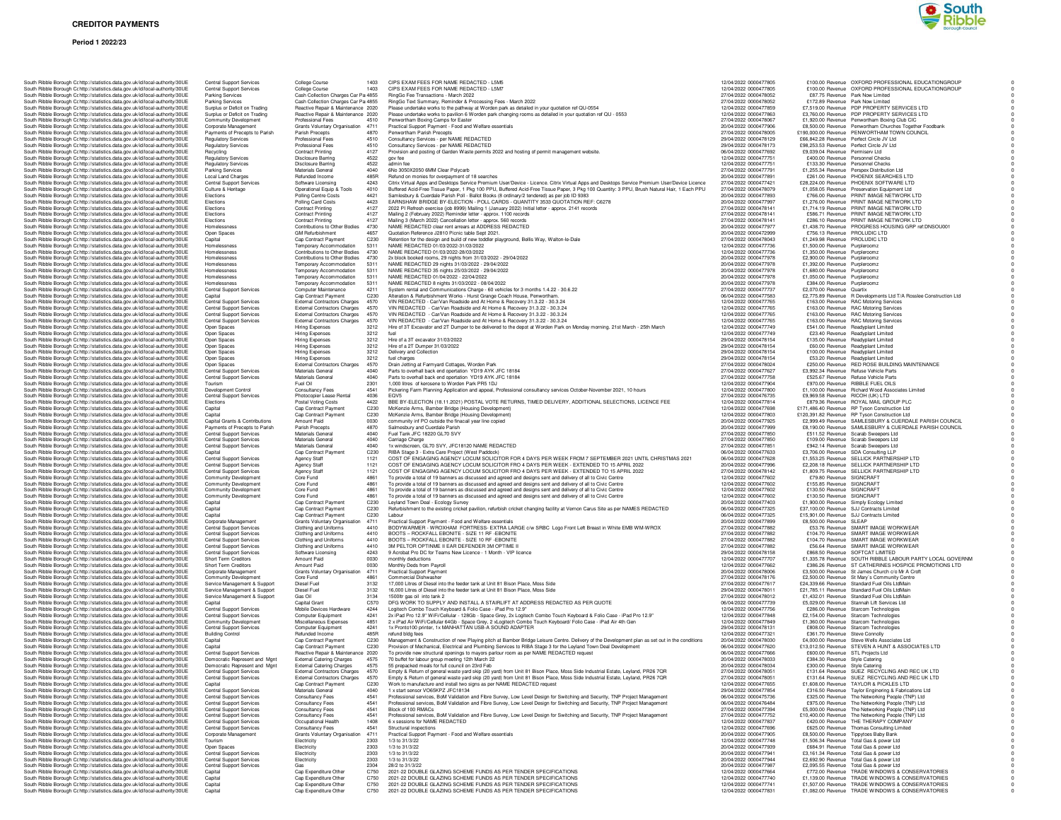# CREDITOR PAYMENTS

**Period 1 2022/23**

| | | | | | | | | | | | | |
|---|---|---|---|---|---|---|---|---|---|---|---|---|
| South Ribble Borough C | http://statistics.data.gov.uk/id/local-authority/30UE | Central Support Services | College Course | 1403 | CIPS EXAM FEES FOR NAME REDACTED - L5M5 | 12/04/2022 | 0000477805 | £100.00 | Revenue | OXFORD PROFESSIONAL EDUCATIONGROUP | | 0 |
| South Ribble Borough C | http://statistics.data.gov.uk/id/local-authority/30UE | Central Support Services | College Course | 1403 | CIPS EXAM FEES FOR NAME REDACTED - L5M7 | 12/04/2022 | 0000477805 | £100.00 | Revenue | OXFORD PROFESSIONAL EDUCATIONGROUP | | 0 |
| South Ribble Borough C | http://statistics.data.gov.uk/id/local-authority/30UE | Parking Services | Cash Collection Charges Car Pa | 4855 | RingGo Fee Transactions - March 2022 | 27/04/2022 | 0000478052 | £87.75 | Revenue | Park Now Limited | | 0 |
| South Ribble Borough C | http://statistics.data.gov.uk/id/local-authority/30UE | Parking Services | Cash Collection Charges Car Pa | 4855 | RingGo Text Summary, Reminder & Processing Fees - March 2022 | 27/04/2022 | 0000478052 | £172.89 | Revenue | Park Now Limited | | 0 |
| South Ribble Borough C | http://statistics.data.gov.uk/id/local-authority/30UE | Surplus or Deficit on Trading | Reactive Repair & Maintenance | 2020 | Please undertake works to the pathway at Worden park as detailed in your quotation ref QU-0554 | 12/04/2022 | 0000477859 | £7,519.00 | Revenue | PDP PROPERTY SERVICES LTD | | 0 |
| South Ribble Borough C | http://statistics.data.gov.uk/id/local-authority/30UE | Surplus or Deficit on Trading | Reactive Repair & Maintenance | 2020 | Please undertake works to pavilion 6 Worden park charging rooms as detailed in your quotation ref QU - 0553 | 12/04/2022 | 0000477863 | £3,760.00 | Revenue | PDP PROPERTY SERVICES LTD | | 0 |
| South Ribble Borough C | http://statistics.data.gov.uk/id/local-authority/30UE | Community Development | Professional Fees | 4510 | Penwortham Boxing Camps for Easter | 27/04/2022 | 0000478067 | £1,920.00 | Revenue | Penwortham Boxing Club CIC | | 0 |
| South Ribble Borough C | http://statistics.data.gov.uk/id/local-authority/30UE | Corporate Management | Grants Voluntary Organisation | 4711 | Practical Support Payment - Food and Welfare essentials | 20/04/2022 | 0000477906 | £8,500.00 | Revenue | Penwortham Churches Together Foodbank | | 0 |
| South Ribble Borough C | http://statistics.data.gov.uk/id/local-authority/30UE | Payments of Precepts to Parish | Parish Precepts | 4870 | Penwortham Parish Precepts | 27/04/2022 | 0000478005 | £190,000.00 | Revenue | PENWORTHAM TOWN COUNCIL | | 0 |
| South Ribble Borough C | http://statistics.data.gov.uk/id/local-authority/30UE | Regulatory Services | Professional Fees | 4510 | Consultancy Services - per NAME REDACTED | 29/04/2022 | 0000478129 | £66,842.28 | Revenue | Perfect Circle JV Ltd | | 0 |
| South Ribble Borough C | http://statistics.data.gov.uk/id/local-authority/30UE | Regulatory Services | Professional Fees | 4510 | Consultancy Services - per NAME REDACTED | 29/04/2022 | 0000478173 | £98,253.53 | Revenue | Perfect Circle JV Ltd | | 0 |
| South Ribble Borough C | http://statistics.data.gov.uk/id/local-authority/30UE | Recycling | Contract Printing | 4127 | Provision and posting of Garden Waste permits 2022 and hosting of permit management website. | 06/04/2022 | 0000477692 | £9,039.04 | Revenue | Permiserv Ltd | | 0 |
| South Ribble Borough C | http://statistics.data.gov.uk/id/local-authority/30UE | Regulatory Services | Disclosure Barring | 4522 | gov fee | 12/04/2022 | 0000477751 | £400.00 | Revenue | Personnel Checks | | 0 |
| South Ribble Borough C | http://statistics.data.gov.uk/id/local-authority/30UE | Regulatory Services | Disclosure Barring | 4522 | admin fee | 12/04/2022 | 0000477751 | £133.30 | Revenue | Personnel Checks | | 0 |
| South Ribble Borough C | http://statistics.data.gov.uk/id/local-authority/30UE | Parking Services | Materials General | 4040 | 6No 3050X2050 6MM Clear Polycarb | 27/04/2022 | 0000477791 | £1,255.34 | Revenue | Perspex Distribution Ltd | | 0 |
| South Ribble Borough C | http://statistics.data.gov.uk/id/local-authority/30UE | Local Land Charges | Refunded Income | 485R | Refund on monies for overpayment of 18 searches | 27/04/2022 | 0000477891 | £261.00 | Revenue | PHOENIX SEARCHES LTD | | 0 |
| South Ribble Borough C | http://statistics.data.gov.uk/id/local-authority/30UE | Central Support Services | Software Licensing | 4243 | Citrix Virtual Apps and Desktops Service Premium User/Device - Licence. Citrix Virtual Apps and Desktops Service Premium User/Device Licence | 27/04/2022 | 0000477421 | £28,224.00 | Revenue | PHOENIX SOFTWARE LTD | | 0 |
| South Ribble Borough C | http://statistics.data.gov.uk/id/local-authority/30UE | Culture & Heritage | Operational Equip & Tools | 4010 | Buffered Acid-Free Tissue Paper, 1 Pkg 100 PPU, Buffered Acid-Free Tissue Paper, 3 Pkg 100 Quantity: 3 PPU, Brush Natural Hair, 1 Each PPU | 27/04/2022 | 0000478079 | £1,058.05 | Revenue | Preservation Equipment Ltd | | 0 |
| South Ribble Borough C | http://statistics.data.gov.uk/id/local-authority/30UE | Elections | Polling Centre Costs | 4421 | Samlesbury & Cuerdale Parish Poll - Ballot Books (8 ordinary/2 tendered) as per job ID 9383 | 20/04/2022 | 0000477893 | £766.00 | Revenue | PRINT IMAGE NETWORK LTD | | 0 |
| South Ribble Borough C | http://statistics.data.gov.uk/id/local-authority/30UE | Elections | Polling Card Costs | 4423 | EARNSHAW BRIDGE BY-ELECTION - POLL CARDS - QUANTITY 3533 QUOTATION REF: C6278 | 20/04/2022 | 0000477997 | £1,276.00 | Revenue | PRINT IMAGE NETWORK LTD | | 0 |
| South Ribble Borough C | http://statistics.data.gov.uk/id/local-authority/30UE | Elections | Contract Printing | 4127 | 2022 PI Refresh exercise (job 8999) Mailing 1 (January 2022) Initial letter - approx. 2141 records | 27/04/2022 | 0000478141 | £1,714.19 | Revenue | PRINT IMAGE NETWORK LTD | | 0 |
| South Ribble Borough C | http://statistics.data.gov.uk/id/local-authority/30UE | Elections | Contract Printing | 4127 | Mailing 2 (February 2022) Reminder letter - approx. 1100 records | 27/04/2022 | 0000478141 | £586.71 | Revenue | PRINT IMAGE NETWORK LTD | | 0 |
| South Ribble Borough C | http://statistics.data.gov.uk/id/local-authority/30UE | Elections | Contract Printing | 4127 | Mailing 3 (March 2022) Cancellation letter - approx. 560 records | 27/04/2022 | 0000478141 | £286.10 | Revenue | PRINT IMAGE NETWORK LTD | | 0 |
| South Ribble Borough C | http://statistics.data.gov.uk/id/local-authority/30UE | Homelessness | Contributions to Other Bodies | 4730 | NAME REDACTED clear rent arrears at ADDRESS REDACTED | 20/04/2022 | 0000477977 | £1,438.70 | Revenue | PROGRESS HOUSING GRP ref:DNSOU001 | | 0 |
| South Ribble Borough C | http://statistics.data.gov.uk/id/local-authority/30UE | Open Spaces | GM Refurbishment | 4657 | Quotation Reference J2810 Picnic table Sept 2021. | 20/04/2022 | 0000472999 | £756.13 | Revenue | PROLUDIC LTD | | 0 |
| South Ribble Borough C | http://statistics.data.gov.uk/id/local-authority/30UE | Capital | Cap Contract Payment | C230 | Retention for the design and build of new toddler playground, Bellis Way, Walton-le-Dale | 27/04/2022 | 0000478043 | £1,249.98 | Revenue | PROLUDIC LTD | | 0 |
| South Ribble Borough C | http://statistics.data.gov.uk/id/local-authority/30UE | Homelessness | Temporary Accommodation | 5311 | NAME REDACTED 01/03/2022-31/03/2022 | 12/04/2022 | 0000477736 | £1,500.00 | Revenue | Purpleroomz | | 0 |
| South Ribble Borough C | http://statistics.data.gov.uk/id/local-authority/30UE | Homelessness | Contributions to Other Bodies | 4730 | NAME REDACTED 01/03/2022-28/03/2022 | 12/04/2022 | 0000477736 | £1,350.00 | Revenue | Purpleroomz | | 0 |
| South Ribble Borough C | http://statistics.data.gov.uk/id/local-authority/30UE | Homelessness | Contributions to Other Bodies | 4730 | 2x block booked rooms, 29 nights from 31/03/2022 - 29/04/2022 | 20/04/2022 | 0000477978 | £2,900.00 | Revenue | Purpleroomz | | 0 |
| South Ribble Borough C | http://statistics.data.gov.uk/id/local-authority/30UE | Homelessness | Temporary Accommodation | 5311 | NAME REDACTED 29 nights 31/03/2022 - 29/04/2022 | 20/04/2022 | 0000477978 | £1,392.00 | Revenue | Purpleroomz | | 0 |
| South Ribble Borough C | http://statistics.data.gov.uk/id/local-authority/30UE | Homelessness | Temporary Accommodation | 5311 | NAME REDACTED 35 nights 25/03/2022 - 29/04/2022 | 20/04/2022 | 0000477978 | £1,680.00 | Revenue | Purpleroomz | | 0 |
| South Ribble Borough C | http://statistics.data.gov.uk/id/local-authority/30UE | Homelessness | Temporary Accommodation | 5311 | NAME REDACTED 01/04/2022 - 22/04/2022 | 20/04/2022 | 0000477978 | £1,050.00 | Revenue | Purpleroomz | | 0 |
| South Ribble Borough C | http://statistics.data.gov.uk/id/local-authority/30UE | Homelessness | Temporary Accommodation | 5311 | NAME REDACTED 8 nights 31/03/2022 - 08/04/2022 | 20/04/2022 | 0000477978 | £384.00 | Revenue | Purpleroomz | | 0 |
| South Ribble Borough C | http://statistics.data.gov.uk/id/local-authority/30UE | Central Support Services | Computer Maintenance | 4211 | System rental and Communications Charge - 60 vehicles for 3 months 1.4.22 - 30.6.22 | 27/04/2022 | 0000477737 | £2,070.00 | Revenue | Quartix | | 0 |
| South Ribble Borough C | http://statistics.data.gov.uk/id/local-authority/30UE | Capital | Cap Contract Payment | C230 | Alteration & Refurbishment Works - Hurst Grange Coach House, Penwortham. | 06/04/2022 | 0000477583 | £2,775.89 | Revenue | R Developments Ltd T/A Rosslee Construction Ltd | | 0 |
| South Ribble Borough C | http://statistics.data.gov.uk/id/local-authority/30UE | Central Support Services | External Contractors Charges | 4570 | VIN REDACTED - CarVan Roadside and At Home & Recovery 31.3.22 - 30.3.24 | 12/04/2022 | 0000477765 | £163.00 | Revenue | RAC Motoring Services | | 0 |
| South Ribble Borough C | http://statistics.data.gov.uk/id/local-authority/30UE | Central Support Services | External Contractors Charges | 4570 | VIN REDACTED - CarVan Roadside and At Home & Recovery 31.3.22 - 30.3.24 | 12/04/2022 | 0000477765 | £163.00 | Revenue | RAC Motoring Services | | 0 |
| South Ribble Borough C | http://statistics.data.gov.uk/id/local-authority/30UE | Central Support Services | External Contractors Charges | 4570 | VIN REDACTED - CarVan Roadside and At Home & Recovery 31.3.22 - 30.3.24 | 12/04/2022 | 0000477765 | £163.00 | Revenue | RAC Motoring Services | | 0 |
| South Ribble Borough C | http://statistics.data.gov.uk/id/local-authority/30UE | Central Support Services | External Contractors Charges | 4570 | VIN REDACTED - CarVan Roadside and At Home & Recovery 31.3.22 - 30.3.24 | 12/04/2022 | 0000477765 | £163.00 | Revenue | RAC Motoring Services | | 0 |
| South Ribble Borough C | http://statistics.data.gov.uk/id/local-authority/30UE | Open Spaces | Hiring Expenses | 3212 | Hire of 3T Excavator and 2T Dumper to be delivered to the depot at Worden Park on Monday morning. 21st March - 25th March | 12/04/2022 | 0000477749 | £541.00 | Revenue | Readyplant Limited | | 0 |
| South Ribble Borough C | http://statistics.data.gov.uk/id/local-authority/30UE | Open Spaces | Hiring Expenses | 3212 | fuel | 12/04/2022 | 0000477749 | £23.40 | Revenue | Readyplant Limited | | 0 |
| South Ribble Borough C | http://statistics.data.gov.uk/id/local-authority/30UE | Open Spaces | Hiring Expenses | 3212 | Hire of a 3T excavator 31/03/2022 | 29/04/2022 | 0000478154 | £135.00 | Revenue | Readyplant Limited | | 0 |
| South Ribble Borough C | http://statistics.data.gov.uk/id/local-authority/30UE | Open Spaces | Hiring Expenses | 3212 | Hire of a 2T Dumper 31/03/2022 | 29/04/2022 | 0000478154 | £60.00 | Revenue | Readyplant Limited | | 0 |
| South Ribble Borough C | http://statistics.data.gov.uk/id/local-authority/30UE | Open Spaces | Hiring Expenses | 3212 | Delivery and Collection | 29/04/2022 | 0000478154 | £100.00 | Revenue | Readyplant Limited | | 0 |
| South Ribble Borough C | http://statistics.data.gov.uk/id/local-authority/30UE | Open Spaces | Hiring Expenses | 3212 | fuel charges | 29/04/2022 | 0000478154 | £53.20 | Revenue | Readyplant Limited | | 0 |
| South Ribble Borough C | http://statistics.data.gov.uk/id/local-authority/30UE | Open Spaces | External Contractors Charges | 4570 | Drain Jetting at Farmyard Cottages, Worden Park | 27/04/2022 | 0000478024 | £250.00 | Revenue | RED ROSE BUILDING MAINTENANCE | | 0 |
| South Ribble Borough C | http://statistics.data.gov.uk/id/local-authority/30UE | Central Support Services | Materials General | 4040 | Parts to overhall back end opertation YD19 AYK JFC 18184 | 27/04/2022 | 0000477627 | £3,992.34 | Revenue | Refuse Vehicle Parts | | 0 |
| South Ribble Borough C | http://statistics.data.gov.uk/id/local-authority/30UE | Central Support Services | Materials General | 4040 | Parts to overhall back end opertation YD19 AYK JFC 18184 | 27/04/2022 | 0000477758 | £525.67 | Revenue | Refuse Vehicle Parts | | 0 |
| South Ribble Borough C | http://statistics.data.gov.uk/id/local-authority/30UE | Tourism | Fuel Oil | 2301 | 1,000 litres of kerosene to Worden Park PR5 1DJ | 12/04/2022 | 0000477904 | £970.00 | Revenue | RIBBLE FUEL OILS | | 0 |
| South Ribble Borough C | http://statistics.data.gov.uk/id/local-authority/30UE | Development Control | Consultancy Fees | 4541 | Pickering Farm Planning Application and appeal, Professional consultancy services October-November 2021, 10 hours | 12/04/2022 | 0000477800 | £1,100.00 | Revenue | Richard Wood Associates Limited | | 0 |
| South Ribble Borough C | http://statistics.data.gov.uk/id/local-authority/30UE | Central Support Services | Photocopier Lease Rental | 4036 | EDVS | 27/04/2022 | 0000476735 | £9,969.58 | Revenue | RICOH (UK) LTD | | 0 |
| South Ribble Borough C | http://statistics.data.gov.uk/id/local-authority/30UE | Elections | Postal Voting Costs | 4422 | BBE BY-ELECTION (18.11.2021) POSTAL VOTE RETURNS, TIMED DELIVERY, ADDITIONAL SELECTIONS, LICENCE FEE | 12/04/2022 | 0000477814 | £879.36 | Revenue | ROYAL MAIL GROUP PLC | | 0 |
| South Ribble Borough C | http://statistics.data.gov.uk/id/local-authority/30UE | Capital | Cap Contract Payment | C230 | McKenzie Arms, Bamber Bridge (Housing Development) | 12/04/2022 | 0000477698 | £171,486.40 | Revenue | RP Tyson Construction Ltd | | 0 |
| South Ribble Borough C | http://statistics.data.gov.uk/id/local-authority/30UE | Capital | Cap Contract Payment | C230 | McKenzie Arms, Bamber Bridge (Housing Development) | 12/04/2022 | 0000477803 | £120,391.82 | Revenue | RP Tyson Construction Ltd | | 0 |
| South Ribble Borough C | http://statistics.data.gov.uk/id/local-authority/30UE | Capital Grants & Contributions | Amount Paid | 0030 | community inf PO outside the finacail year line copied | 20/04/2022 | 0000477925 | £2,999.49 | Revenue | SAMLESBURY & CUERDALE PARISH COUNCIL | | 0 |
| South Ribble Borough C | http://statistics.data.gov.uk/id/local-authority/30UE | Payments of Precepts to Parish | Parish Precepts | 4870 | Salmesbury and Cuerdale Parish | 20/04/2022 | 0000477999 | £8,190.00 | Revenue | SAMLESBURY & CUERDALE PARISH COUNCIL | | 0 |
| South Ribble Borough C | http://statistics.data.gov.uk/id/local-authority/30UE | Central Support Services | Materials General | 4040 | Fuel Tank JFC 18220 GL70 SVY | 27/04/2022 | 0000477850 | £511.52 | Revenue | Scarab Sweepers Ltd | | 0 |
| South Ribble Borough C | http://statistics.data.gov.uk/id/local-authority/30UE | Central Support Services | Materials General | 4040 | Carriage Charge | 27/04/2022 | 0000477850 | £109.00 | Revenue | Scarab Sweepers Ltd | | 0 |
| South Ribble Borough C | http://statistics.data.gov.uk/id/local-authority/30UE | Central Support Services | Materials General | 4040 | 1x windscreen, GL70 SVY, JFC18120 NAME REDACTED | 27/04/2022 | 0000477851 | £942.14 | Revenue | Scarab Sweepers Ltd | | 0 |
| South Ribble Borough C | http://statistics.data.gov.uk/id/local-authority/30UE | Capital | Cap Contract Payment | C230 | RIBA Stage 3 - Extra Care Project (West Paddock) | 06/04/2022 | 0000477633 | £3,706.00 | Revenue | SDA Consulting LLP | | 0 |
| South Ribble Borough C | http://statistics.data.gov.uk/id/local-authority/30UE | Central Support Services | Agency Staff | 1121 | COST OF ENGAGING AGENCY LOCUM SOLICITOR FOR 4 DAYS PER WEEK FROM 7 SEPTEMBER 2021 UNTIL CHRISTMAS 2021 | 06/04/2022 | 0000477628 | £1,553.25 | Revenue | SELLICK PARTNERSHIP LTD | | 0 |
| South Ribble Borough C | http://statistics.data.gov.uk/id/local-authority/30UE | Central Support Services | Agency Staff | 1121 | COST OF ENGAGING AGENCY LOCUM SOLICITOR FRO 4 DAYS PER WEEK - EXTENDED TO 15 APRIL 2022 | 20/04/2022 | 0000477996 | £2,208.18 | Revenue | SELLICK PARTNERSHIP LTD | | 0 |
| South Ribble Borough C | http://statistics.data.gov.uk/id/local-authority/30UE | Central Support Services | Agency Staff | 1121 | COST OF ENGAGING AGENCY LOCUM SOLICITOR FRO 4 DAYS PER WEEK - EXTENDED TO 15 APRIL 2022 | 27/04/2022 | 0000478142 | £1,809.75 | Revenue | SELLICK PARTNERSHIP LTD | | 0 |
| South Ribble Borough C | http://statistics.data.gov.uk/id/local-authority/30UE | Community Development | Core Fund | 4861 | To provide a total of 19 banners as discussed and agreed and designs sent and delivery of all to Civic Centre | 12/04/2022 | 0000477602 | £79.80 | Revenue | SIGNCRAFT | | 0 |
| South Ribble Borough C | http://statistics.data.gov.uk/id/local-authority/30UE | Community Development | Core Fund | 4861 | To provide a total of 19 banners as discussed and agreed and designs sent and delivery of all to Civic Centre | 12/04/2022 | 0000477602 | £155.85 | Revenue | SIGNCRAFT | | 0 |
| South Ribble Borough C | http://statistics.data.gov.uk/id/local-authority/30UE | Community Development | Core Fund | 4861 | To provide a total of 19 banners as discussed and agreed and designs sent and delivery of all to Civic Centre | 12/04/2022 | 0000477602 | £130.50 | Revenue | SIGNCRAFT | | 0 |
| South Ribble Borough C | http://statistics.data.gov.uk/id/local-authority/30UE | Community Development | Core Fund | 4861 | To provide a total of 19 banners as discussed and agreed and designs sent and delivery of all to Civic Centre | 12/04/2022 | 0000477602 | £130.50 | Revenue | SIGNCRAFT | | 0 |
| South Ribble Borough C | http://statistics.data.gov.uk/id/local-authority/30UE | Capital | Cap Contract Payment | C230 | Leyland Town Deal - Ecology Survey | 20/04/2022 | 0000477403 | £1,900.00 | Revenue | Simply Ecology Limited | | 0 |
| South Ribble Borough C | http://statistics.data.gov.uk/id/local-authority/30UE | Capital | Cap Contract Payment | C230 | Refurbishment to the existing cricket pavilion, refurbish cricket changing facility at Vernon Carus Site as per NAMES REDACTED | 06/04/2022 | 0000477325 | £37,100.00 | Revenue | SJJ Contracts Limited | | 0 |
| South Ribble Borough C | http://statistics.data.gov.uk/id/local-authority/30UE | Capital | Cap Contract Payment | C230 | Labour | 06/04/2022 | 0000477325 | £15,901.00 | Revenue | SJJ Contracts Limited | | 0 |
| South Ribble Borough C | http://statistics.data.gov.uk/id/local-authority/30UE | Corporate Management | Grants Voluntary Organisation | 4711 | Practical Support Payment - Food and Welfare essentials | 20/04/2022 | 0000477899 | £8,500.00 | Revenue | SLEAP | | 0 |
| South Ribble Borough C | http://statistics.data.gov.uk/id/local-authority/30UE | Central Support Services | Clothing and Uniforms | 4410 | BODYWARMER - WIROXHAM FORTRESS- EXTRA LARGE c/w SRBC Logo Front Left Breast in White EMB WM-WROX | 27/04/2022 | 0000477882 | £53.76 | Revenue | SMART IMAGE WORKWEAR | | 0 |
| South Ribble Borough C | http://statistics.data.gov.uk/id/local-authority/30UE | Central Support Services | Clothing and Uniforms | 4410 | BOOTS -- ROCKFALL EBONITE - SIZE 11 RF -EBONITE | 27/04/2022 | 0000477882 | £104.70 | Revenue | SMART IMAGE WORKWEAR | | 0 |
| South Ribble Borough C | http://statistics.data.gov.uk/id/local-authority/30UE | Central Support Services | Clothing and Uniforms | 4410 | BOOTS -- ROCKFALL EBONITE - SIZE 10 RF -EBONITE | 27/04/2022 | 0000477882 | £104.70 | Revenue | SMART IMAGE WORKWEAR | | 0 |
| South Ribble Borough C | http://statistics.data.gov.uk/id/local-authority/30UE | Central Support Services | Clothing and Uniforms | 4410 | 3M PELTOR OPTINME II EAR DEFENDER 3M OPTIME II | 27/04/2022 | 0000477882 | £56.64 | Revenue | SMART IMAGE WORKWEAR | | 0 |
| South Ribble Borough C | http://statistics.data.gov.uk/id/local-authority/30UE | Central Support Services | Software Licensing | 4243 | 9 Acrobat Pro DC for Teams New Licence - 1 Month - VIP licence | 29/04/2022 | 0000478158 | £868.50 | Revenue | SOFTCAT LIMITED | | 0 |
| South Ribble Borough C | http://statistics.data.gov.uk/id/local-authority/30UE | Short Term Creditors | Amount Paid | 0030 | monthly deductions | 12/04/2022 | 0000477707 | £1,335.78 | Revenue | SOUTH RIBBLE LABOUR PARTY LOCAL GOVERNM | | 0 |
| South Ribble Borough C | http://statistics.data.gov.uk/id/local-authority/30UE | Short Term Creditors | Amount Paid | 0030 | Monthly Deds from Payroll | 12/04/2022 | 0000477662 | £386.26 | Revenue | ST CATHERINES HOSPICE PROMOTIONS LTD | | 0 |
| South Ribble Borough C | http://statistics.data.gov.uk/id/local-authority/30UE | Corporate Management | Grants Voluntary Organisation | 4711 | Practical Support Payment | 20/04/2022 | 0000478006 | £3,500.00 | Revenue | St James Church c/o Mr A Croft | | 0 |
| South Ribble Borough C | http://statistics.data.gov.uk/id/local-authority/30UE | Community Development | Core Fund | 4861 | Commercial Dishwasher | 27/04/2022 | 0000478176 | £2,500.00 | Revenue | St Mary`s Community Centre | | 0 |
| South Ribble Borough C | http://statistics.data.gov.uk/id/local-authority/30UE | Service Management & Support | Diesel Fuel | 3132 | 17,000 Litres of Diesel into the feeder tank at Unit 81 Bison Place, Moss Side | 12/04/2022 | 0000477617 | £24,339.66 | Revenue | Standard Fuel Oils LtdMain | | 0 |
| South Ribble Borough C | http://statistics.data.gov.uk/id/local-authority/30UE | Service Management & Support | Diesel Fuel | 3132 | 16,000 Litres of Diesel into the feeder tank at Unit 81 Bison Place, Moss Side | 29/04/2022 | 0000478011 | £21,785.11 | Revenue | Standard Fuel Oils LtdMain | | 0 |
| South Ribble Borough C | http://statistics.data.gov.uk/id/local-authority/30UE | Service Management & Support | Gas Oil | 3134 | 1500ltr gas oil into tank 2 | 27/04/2022 | 0000478012 | £1,432.01 | Revenue | Standard Fuel Oils LtdMain | | 0 |
| South Ribble Borough C | http://statistics.data.gov.uk/id/local-authority/30UE | Capital | Capital Grant | C570 | DFG WORK TO SUPPLY AND INSTALL A STAIRLIFT AT ADDRESS REDACTED AS PER QUOTE | 06/04/2022 | 0000477739 | £5,029.00 | Revenue | Stannah Lift Services Ltd | | 0 |
| South Ribble Borough C | http://statistics.data.gov.uk/id/local-authority/30UE | Central Support Services | Mobile Devices Hardware | 4244 | Logitech Combo Touch Keyboard & Folio Case - iPad Pro 12.9" | 12/04/2022 | 0000477756 | £286.00 | Revenue | Starcom Technologies | | 0 |
| South Ribble Borough C | http://statistics.data.gov.uk/id/local-authority/30UE | Central Support Services | Computer Equipment | 4241 | 2x iPad Pro 12.9" WiFi/Cellular - 128Gb - Space Grey, 2x Logitech Combo Touch Keyboard & Folio Case - iPad Pro 12.9" | 12/04/2022 | 0000477848 | £2,154.00 | Revenue | Starcom Technologies | | 0 |
| South Ribble Borough C | http://statistics.data.gov.uk/id/local-authority/30UE | Community Development | Miscellaneous Expenses | 4851 | 2 x iPad Air WiFi/Cellular 64Gb - Space Grey, 2 xLogitech Combo Touch Keyboard/ Folio Case - iPad Air 4th Gen | 12/04/2022 | 0000477849 | £1,360.00 | Revenue | Starcom Technologies | | 0 |
| South Ribble Borough C | http://statistics.data.gov.uk/id/local-authority/30UE | Central Support Services | Computer Equipment | 4241 | 1x Pronto100 printer, 1x MANHATTAN USB-A SOUND ADAPTER | 29/04/2022 | 0000478131 | £808.00 | Revenue | Starcom Technologies | | 0 |
| South Ribble Borough C | http://statistics.data.gov.uk/id/local-authority/30UE | Building Control | Refunded Income | 485R | refund bldg fees | 12/04/2022 | 0000477321 | £361.70 | Revenue | Steve Connolly | | 0 |
| South Ribble Borough C | http://statistics.data.gov.uk/id/local-authority/30UE | Capital | Cap Contract Payment | C230 | Management & Construction of new Playing pitch at Bamber Bridge Leisure Centre. Delivery of the Development plan as set out in the conditions | 20/04/2022 | 0000478030 | £4,000.00 | Revenue | Steve Wells Associates Ltd | | 0 |
| South Ribble Borough C | http://statistics.data.gov.uk/id/local-authority/30UE | Capital | Cap Contract Payment | C230 | Provision of Mechanical, Electrical and Plumbing Services to RIBA Stage 3 for the Leyland Town Deal Development | 06/04/2022 | 0000477620 | £13,012.50 | Revenue | STEVEN A HUNT & ASSOCIATES LTD | | 0 |
| South Ribble Borough C | http://statistics.data.gov.uk/id/local-authority/30UE | Central Support Services | Reactive Repair & Maintenance | 2020 | To provide new structural openings to mayors parlour room as per NAME REDACTED request | 06/04/2022 | 0000477666 | £600.00 | Revenue | STL Projects Ltd | | 0 |
| South Ribble Borough C | http://statistics.data.gov.uk/id/local-authority/30UE | Democratic Represent and Mgnt | External Catering Charges | 4575 | 70 buffet for labour group meeting 12th March 22 | 20/04/2022 | 0000478033 | £384.30 | Revenue | Style Catering | | 0 |
| South Ribble Borough C | http://statistics.data.gov.uk/id/local-authority/30UE | Democratic Represent and Mgnt | External Catering Charges | 4575 | 55 prepacked meals for full council on 23rd Feb | 20/04/2022 | 0000478034 | £300.00 | Revenue | Style Catering | | 0 |
| South Ribble Borough C | http://statistics.data.gov.uk/id/local-authority/30UE | Central Support Services | External Contractors Charges | 4570 | Empty & Return of general waste yard skip (20 yard) from Unit 81 Bison Place, Moss Side Industrial Estate, Leyland, PR26 7QR | 27/04/2022 | 0000478051 | £131.64 | Revenue | SUEZ RECYCLING AND REC UK LTD | | 0 |
| South Ribble Borough C | http://statistics.data.gov.uk/id/local-authority/30UE | Central Support Services | External Contractors Charges | 4570 | Empty & Return of general waste yard skip (20 yard) from Unit 81 Bison Place, Moss Side Industrial Estate, Leyland, PR26 7QR | 27/04/2022 | 0000478051 | £131.64 | Revenue | SUEZ RECYCLING AND REC UK LTD | | 0 |
| South Ribble Borough C | http://statistics.data.gov.uk/id/local-authority/30UE | Capital | Cap Contract Payment | C230 | Work to manufacture and install two signs as per NAME REDACTED request | 12/04/2022 | 0000477655 | £1,608.00 | Revenue | TAYLOR & PICKLES LTD | | 0 |
| South Ribble Borough C | http://statistics.data.gov.uk/id/local-authority/30UE | Central Support Services | Materials General | 4040 | 1 x start sensor VO65KPZ JFC18134 | 29/04/2022 | 0000477854 | £316.50 | Revenue | Taylor Engineering & Fabrications Ltd | | 0 |
| South Ribble Borough C | http://statistics.data.gov.uk/id/local-authority/30UE | Central Support Services | Consultancy Fees | 4541 | Professional services, BoM Validation and Fibre Survey, Low Level Design for Switching and Security, TNP Project Management | 06/04/2022 | 0000475736 | £325.00 | Revenue | The Networking People (TNP) Ltd | | 0 |
| South Ribble Borough C | http://statistics.data.gov.uk/id/local-authority/30UE | Central Support Services | Consultancy Fees | 4541 | Professional services, BoM Validation and Fibre Survey, Low Level Design for Switching and Security, TNP Project Management | 06/04/2022 | 0000476484 | £975.00 | Revenue | The Networking People (TNP) Ltd | | 0 |
| South Ribble Borough C | http://statistics.data.gov.uk/id/local-authority/30UE | Central Support Services | Consultancy Fees | 4541 | Block of 100 RMACs | 27/04/2022 | 0000477394 | £5,000.00 | Revenue | The Networking People (TNP) Ltd | | 0 |
| South Ribble Borough C | http://statistics.data.gov.uk/id/local-authority/30UE | Central Support Services | Consultancy Fees | 4541 | Professional services, BoM Validation and Fibre Survey, Low Level Design for Switching and Security, TNP Project Management | 27/04/2022 | 0000477752 | £10,400.00 | Revenue | The Networking People (TNP) Ltd | | 0 |
| South Ribble Borough C | http://statistics.data.gov.uk/id/local-authority/30UE | Central Support Services | Occupational Health | 1408 | 6 x sessions for NAME REDACTED | 12/04/2022 | 0000477837 | £420.00 | Revenue | THE THERAPY COMPANY | | 0 |
| South Ribble Borough C | http://statistics.data.gov.uk/id/local-authority/30UE | Central Support Services | Consultancy Fees | 4541 | Structural inspections | 12/04/2022 | 0000477696 | £625.00 | Revenue | Thomas Consulting Limited | | 0 |
| South Ribble Borough C | http://statistics.data.gov.uk/id/local-authority/30UE | Corporate Management | Grants Voluntary Organisation | 4711 | Practical Support Payment - Food and Welfare essentials | 20/04/2022 | 0000477905 | £8,500.00 | Revenue | Tippytoes Baby Bank | | 0 |
| South Ribble Borough C | http://statistics.data.gov.uk/id/local-authority/30UE | Tourism | Electricity | 2303 | 1/3 to 31/3/22 | 12/04/2022 | 0000477748 | £1,506.34 | Revenue | Total Gas & power Ltd | | 0 |
| South Ribble Borough C | http://statistics.data.gov.uk/id/local-authority/30UE | Open Spaces | Electricity | 2303 | 1/3 to 31/3/22 | 20/04/2022 | 0000477939 | £684.91 | Revenue | Total Gas & power Ltd | | 0 |
| South Ribble Borough C | http://statistics.data.gov.uk/id/local-authority/30UE | Central Support Services | Electricity | 2303 | 1/3 to 31/3/22 | 20/04/2022 | 0000477941 | £3,161.34 | Revenue | Total Gas & power Ltd | | 0 |
| South Ribble Borough C | http://statistics.data.gov.uk/id/local-authority/30UE | Central Support Services | Electricity | 2303 | 1/3 to 31/3/22 | 20/04/2022 | 0000477944 | £2,692.90 | Revenue | Total Gas & power Ltd | | 0 |
| South Ribble Borough C | http://statistics.data.gov.uk/id/local-authority/30UE | Central Support Services | Gas | 2304 | 28/2 to 31/3/22 | 20/04/2022 | 0000477987 | £2,095.55 | Revenue | Total Gas & power Ltd | | 0 |
| South Ribble Borough C | http://statistics.data.gov.uk/id/local-authority/30UE | Capital | Cap Expenditure Other | C750 | 2021-22 DOUBLE GLAZING SCHEME FUNDS AS PER TENDER SPECIFICATIONS | 12/04/2022 | 0000477664 | £772.00 | Revenue | TRADE WINDOWS & CONSERVATORIES | | 0 |
| South Ribble Borough C | http://statistics.data.gov.uk/id/local-authority/30UE | Capital | Cap Expenditure Other | C750 | 2021-22 DOUBLE GLAZING SCHEME FUNDS AS PER TENDER SPECIFICATIONS | 12/04/2022 | 0000477740 | £1,139.00 | Revenue | TRADE WINDOWS & CONSERVATORIES | | 0 |
| South Ribble Borough C | http://statistics.data.gov.uk/id/local-authority/30UE | Capital | Cap Expenditure Other | C750 | 2021-22 DOUBLE GLAZING SCHEME FUNDS AS PER TENDER SPECIFICATIONS | 12/04/2022 | 0000477741 | £1,507.00 | Revenue | TRADE WINDOWS & CONSERVATORIES | | 0 |
| South Ribble Borough C | http://statistics.data.gov.uk/id/local-authority/30UE | Capital | Cap Expenditure Other | C750 | 2021-22 DOUBLE GLAZING SCHEME FUNDS AS PER TENDER SPECIFICATIONS | 12/04/2022 | 0000477831 | £1,082.00 | Revenue | TRADE WINDOWS & CONSERVATORIES | | 0 |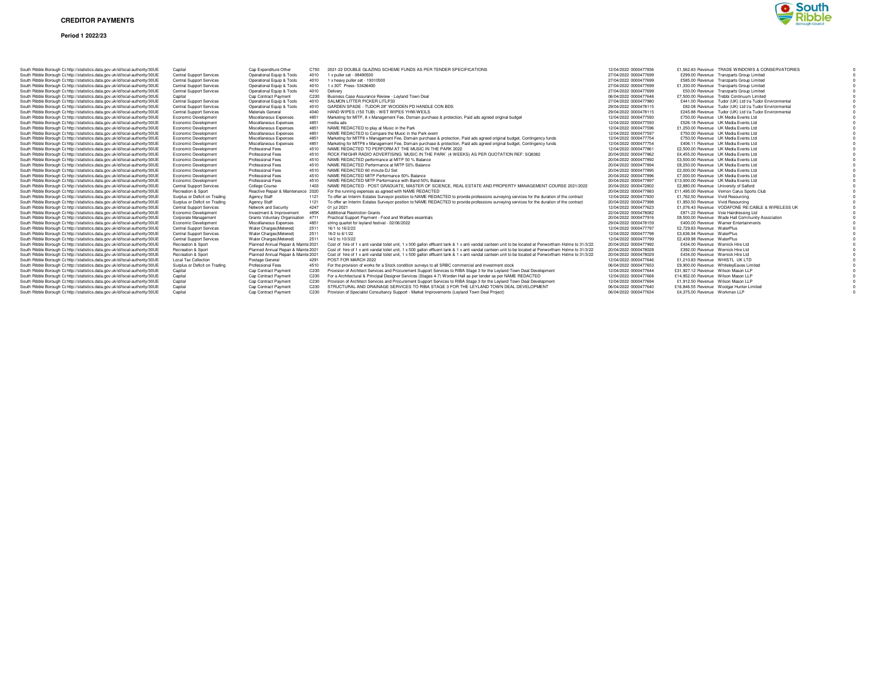**CREDITOR PAYMENTS**

**Period 1 2022/23**

| | | | | | | | | | | | | |
|---|---|---|---|---|---|---|---|---|---|---|---|---|
| South Ribble Borough Cc | http://statistics.data.gov.uk/id/local-authority/30UE | Capital | Cap Expenditure Other | C750 | 2021-22 DOUBLE GLAZING SCHEME FUNDS AS PER TENDER SPECIFICATIONS | 12/04/2022 | 0000477836 | £1,562.83 | Revenue | TRADE WINDOWS & CONSERVATORIES | | 0 |
| South Ribble Borough Cc | http://statistics.data.gov.uk/id/local-authority/30UE | Central Support Services | Operational Equip & Tools | 4010 | 1 x puller set - 08490500 | 27/04/2022 | 0000477699 | £299.00 | Revenue | Tranzparts Group Limited | | 0 |
| South Ribble Borough Cc | http://statistics.data.gov.uk/id/local-authority/30UE | Central Support Services | Operational Equip & Tools | 4010 | 1 x heavy puller set - 19310500 | 27/04/2022 | 0000477699 | £585.00 | Revenue | Tranzparts Group Limited | | 0 |
| South Ribble Borough Cc | http://statistics.data.gov.uk/id/local-authority/30UE | Central Support Services | Operational Equip & Tools | 4010 | 1 x 30T Press- 53436400 | 27/04/2022 | 0000477699 | £1,330.00 | Revenue | Tranzparts Group Limited | | 0 |
| South Ribble Borough Cc | http://statistics.data.gov.uk/id/local-authority/30UE | Central Support Services | Operational Equip & Tools | 4010 | Delivery | 27/04/2022 | 0000477699 | £50.00 | Revenue | Tranzparts Group Limited | | 0 |
| South Ribble Borough Cc | http://statistics.data.gov.uk/id/local-authority/30UE | Capital | Cap Contract Payment | C230 | Business Case Assurance Review - Leyland Town Deal | 06/04/2022 | 0000477648 | £7,500.00 | Revenue | Trebbi Continuum Limited | | 0 |
| South Ribble Borough Cc | http://statistics.data.gov.uk/id/local-authority/30UE | Central Support Services | Operational Equip & Tools | 4010 | SALMON LITTER PICKER LITLP33 | 27/04/2022 | 0000477980 | £441.00 | Revenue | Tudor (UK) Ltd t/a Tudor Environmental | | 0 |
| South Ribble Borough Cc | http://statistics.data.gov.uk/id/local-authority/30UE | Central Support Services | Operational Equip & Tools | 4010 | GARDEN SPADE - TUDOR 28" WOODEN PD HANDLE CON BDS | 29/04/2022 | 0000478115 | £82.08 | Revenue | Tudor (UK) Ltd t/a Tudor Environmental | | 0 |
| South Ribble Borough Cc | http://statistics.data.gov.uk/id/local-authority/30UE | Central Support Services | Materials General | 4040 | HAND WIPES (150 TUB) - WET WIPES YHW/WEILS | 29/04/2022 | 0000478115 | £245.88 | Revenue | Tudor (UK) Ltd t/a Tudor Environmental | | 0 |
| South Ribble Borough Cc | http://statistics.data.gov.uk/id/local-authority/30UE | Economic Development | Miscellaneous Expenses | 4851 | Marketing for MITP, 8 x Management Fee, Domain purchase & protection, Paid ads agreed original budget | 12/04/2022 | 0000477593 | £750.00 | Revenue | UK Media Events Ltd | | 0 |
| South Ribble Borough Cc | http://statistics.data.gov.uk/id/local-authority/30UE | Economic Development | Miscellaneous Expenses | 4851 | media ads | 12/04/2022 | 0000477593 | £526.18 | Revenue | UK Media Events Ltd | | 0 |
| South Ribble Borough Cc | http://statistics.data.gov.uk/id/local-authority/30UE | Economic Development | Miscellaneous Expenses | 4851 | NAME REDACTED to play at Music in the Park | 12/04/2022 | 0000477596 | £1,250.00 | Revenue | UK Media Events Ltd | | 0 |
| South Ribble Borough Cc | http://statistics.data.gov.uk/id/local-authority/30UE | Economic Development | Miscellaneous Expenses | 4851 | NAME REDACTED to Compare the Music in the Park event | 12/04/2022 | 0000477597 | £750.00 | Revenue | UK Media Events Ltd | | 0 |
| South Ribble Borough Cc | http://statistics.data.gov.uk/id/local-authority/30UE | Economic Development | Miscellaneous Expenses | 4851 | Marketing for MITP8 x Management Fee, Domain purchase & protection, Paid ads agreed original budget, Contingency funds | 12/04/2022 | 0000477754 | £750.00 | Revenue | UK Media Events Ltd | | 0 |
| South Ribble Borough Cc | http://statistics.data.gov.uk/id/local-authority/30UE | Economic Development | Miscellaneous Expenses | 4851 | Marketing for MITP8 x Management Fee, Domain purchase & protection, Paid ads agreed original budget, Contingency funds | 12/04/2022 | 0000477754 | £406.11 | Revenue | UK Media Events Ltd | | 0 |
| South Ribble Borough Cc | http://statistics.data.gov.uk/id/local-authority/30UE | Economic Development | Professional Fees | 4510 | NAME REDACTED TO PERFORM AT THE MUSIC IN THE PARK 2022 | 12/04/2022 | 0000477861 | £2,500.00 | Revenue | UK Media Events Ltd | | 0 |
| South Ribble Borough Cc | http://statistics.data.gov.uk/id/local-authority/30UE | Economic Development | Professional Fees | 4510 | ROCK FM/GHR RADIO ADVERTISING `MUSIC IN THE PARK' (4 WEEKS) AS PER QUOTATION REF: SQ8382 | 20/04/2022 | 0000477862 | £4,455.00 | Revenue | UK Media Events Ltd | | 0 |
| South Ribble Borough Cc | http://statistics.data.gov.uk/id/local-authority/30UE | Economic Development | Professional Fees | 4510 | NAME REDACTED performance at MITP 50 % Balance | 20/04/2022 | 0000477892 | £3,500.00 | Revenue | UK Media Events Ltd | | 0 |
| South Ribble Borough Cc | http://statistics.data.gov.uk/id/local-authority/30UE | Economic Development | Professional Fees | 4510 | NAME REDACTED Performance at MITP 50% Balance | 20/04/2022 | 0000477894 | £8,250.00 | Revenue | UK Media Events Ltd | | 0 |
| South Ribble Borough Cc | http://statistics.data.gov.uk/id/local-authority/30UE | Economic Development | Professional Fees | 4510 | NAME REDACTED 60 minute DJ Set | 20/04/2022 | 0000477895 | £2,000.00 | Revenue | UK Media Events Ltd | | 0 |
| South Ribble Borough Cc | http://statistics.data.gov.uk/id/local-authority/30UE | Economic Development | Professional Fees | 4510 | NAME REDACTED MITP Performance 50% Balance | 20/04/2022 | 0000477896 | £7,000.00 | Revenue | UK Media Events Ltd | | 0 |
| South Ribble Borough Cc | http://statistics.data.gov.uk/id/local-authority/30UE | Economic Development | Professional Fees | 4510 | NAME REDACTED MITP Performance with Band 50% Balance | 20/04/2022 | 0000477897 | £13,000.00 | Revenue | UK Media Events Ltd | | 0 |
| South Ribble Borough Cc | http://statistics.data.gov.uk/id/local-authority/30UE | Central Support Services | College Course | 1403 | NAME REDACTED - POST GRADUATE, MASTER OF SCIENCE, REAL ESTATE AND PROPERTY MANAGEMENT COURSE 2021/2022 | 20/04/2022 | 0000472802 | £2,880.00 | Revenue | University of Salford | | 0 |
| South Ribble Borough Cc | http://statistics.data.gov.uk/id/local-authority/30UE | Recreation & Sport | Reactive Repair & Maintenance | 2020 | For the running expenses as agreed with NAME REDACTED | 20/04/2022 | 0000477883 | £11,495.00 | Revenue | Vernon Carus Sports Club | | 0 |
| South Ribble Borough Cc | http://statistics.data.gov.uk/id/local-authority/30UE | Surplus or Deficit on Trading | Agency Staff | 1121 | To offer an Interim Estates Surveyor position to NAME REDACTED to provide professions surveying services for the duration of the contract | 12/04/2022 | 0000477830 | £1,762.50 | Revenue | Vivid Resourcing | | 0 |
| South Ribble Borough Cc | http://statistics.data.gov.uk/id/local-authority/30UE | Surplus or Deficit on Trading | Agency Staff | 1121 | To offer an Interim Estates Surveyor position to NAME REDACTED to provide professions surveying services for the duration of the contract | 20/04/2022 | 0000477998 | £1,950.50 | Revenue | Vivid Resourcing | | 0 |
| South Ribble Borough Cc | http://statistics.data.gov.uk/id/local-authority/30UE | Central Support Services | Network and Security | 4247 | 01 jul 2021 | 12/04/2022 | 0000477623 | £1,076.43 | Revenue | VODAFONE RE:CABLE & WIRELESS UK | | 0 |
| South Ribble Borough Cc | http://statistics.data.gov.uk/id/local-authority/30UE | Economic Development | Investment & Improvement | 485K | Additional Restriction Grants | 22/04/2022 | 0000478082 | £871.22 | Revenue | Voie Hairdressing Ltd | | 0 |
| South Ribble Borough Cc | http://statistics.data.gov.uk/id/local-authority/30UE | Corporate Management | Grants Voluntary Organisation | 4711 | Practical Support Payment - Food and Welfare essentials | 20/04/2022 | 0000477916 | £8,500.00 | Revenue | Wade Hall Community Association | | 0 |
| South Ribble Borough Cc | http://statistics.data.gov.uk/id/local-authority/30UE | Economic Development | Miscellaneous Expenses | 4851 | string quartet for leyland festival - 02/06/2022 | 29/04/2022 | 0000478159 | £400.00 | Revenue | Warner Entertainments | | 0 |
| South Ribble Borough Cc | http://statistics.data.gov.uk/id/local-authority/30UE | Central Support Services | Water Charges(Metered) | 2511 | 16/1 to 16/2/22 | 12/04/2022 | 0000477797 | £2,729.83 | Revenue | WaterPlus | | 0 |
| South Ribble Borough Cc | http://statistics.data.gov.uk/id/local-authority/30UE | Central Support Services | Water Charges(Metered) | 2511 | 16/2 to 6/1/22 | 12/04/2022 | 0000477798 | £3,636.94 | Revenue | WaterPlus | | 0 |
| South Ribble Borough Cc | http://statistics.data.gov.uk/id/local-authority/30UE | Central Support Services | Water Charges(Metered) | 2511 | 14/2 to 10/3/22 | 12/04/2022 | 0000477799 | £2,439.98 | Revenue | WaterPlus | | 0 |
| South Ribble Borough Cc | http://statistics.data.gov.uk/id/local-authority/30UE | Recreation & Sport | Planned Annual Repair & Mainte | 2021 | Cost of hire of 1 x anti vandal toilet unit, 1 x 500 gallon effluent tank & 1 x anti vandal canteen unit to be located at Penwortham Holme to 31/3/22 | 20/04/2022 | 0000477992 | £434.00 | Revenue | Wernick Hire Ltd | | 0 |
| South Ribble Borough Cc | http://statistics.data.gov.uk/id/local-authority/30UE | Recreation & Sport | Planned Annual Repair & Mainte | 2021 | Cost of hire of 1 x anti vandal toilet unit, 1 x 500 gallon effluent tank & 1 x anti vandal canteen unit to be located at Penwortham Holme to 31/3/22 | 20/04/2022 | 0000478028 | £392.00 | Revenue | Wernick Hire Ltd | | 0 |
| South Ribble Borough Cc | http://statistics.data.gov.uk/id/local-authority/30UE | Recreation & Sport | Planned Annual Repair & Mainte | 2021 | Cost of hire of 1 x anti vandal toilet unit, 1 x 500 gallon effluent tank & 1 x anti vandal canteen unit to be located at Penwortham Holme to 31/3/22 | 20/04/2022 | 0000478029 | £434.00 | Revenue | Wernick Hire Ltd | | 0 |
| South Ribble Borough Cc | http://statistics.data.gov.uk/id/local-authority/30UE | Local Tax Collection | Postage General | 4291 | POST FOR MARCH 2022 | 12/04/2022 | 0000477646 | £1,210.83 | Revenue | WHISTL UK LTD | | 0 |
| South Ribble Borough Cc | http://statistics.data.gov.uk/id/local-authority/30UE | Surplus or Deficit on Trading | Professional Fees | 4510 | For the provision of works for a Stock condition surveys to all SRBC commercial and investment stock | 06/04/2022 | 0000477653 | £9,900.00 | Revenue | WhiteleyEaves Limited | | 0 |
| South Ribble Borough Cc | http://statistics.data.gov.uk/id/local-authority/30UE | Capital | Cap Contract Payment | C230 | Provision of Architect Services and Procurement Support Services to RIBA Stage 3 for the Leyland Town Deal Development | 12/04/2022 | 0000477644 | £31,927.12 | Revenue | Wilson Mason LLP | | 0 |
| South Ribble Borough Cc | http://statistics.data.gov.uk/id/local-authority/30UE | Capital | Cap Contract Payment | C230 | For a Architectural & Principal Designer Services (Stages 4-7) Worden Hall as per tender as per NAME REDACTED | 12/04/2022 | 0000477668 | £14,952.00 | Revenue | Wilson Mason LLP | | 0 |
| South Ribble Borough Cc | http://statistics.data.gov.uk/id/local-authority/30UE | Capital | Cap Contract Payment | C230 | Provision of Architect Services and Procurement Support Services to RIBA Stage 3 for the Leyland Town Deal Development | 12/04/2022 | 0000477694 | £1,912.50 | Revenue | Wilson Mason LLP | | 0 |
| South Ribble Borough Cc | http://statistics.data.gov.uk/id/local-authority/30UE | Capital | Cap Contract Payment | C230 | STRUCTURAL AND DRAINAGE SERVICES TO RIBA STAGE 3 FOR THE LEYLAND TOWN DEAL DEVELOPMENT | 06/04/2022 | 0000477640 | £16,846.55 | Revenue | Woolgar Hunter Limited | | 0 |
| South Ribble Borough Cc | http://statistics.data.gov.uk/id/local-authority/30UE | Capital | Cap Contract Payment | C230 | Provision of Specialist Consultancy Support - Market Improvements (Leyland Town Deal Project) | 06/04/2022 | 0000477634 | £4,375.00 | Revenue | Workman LLP | | 0 |